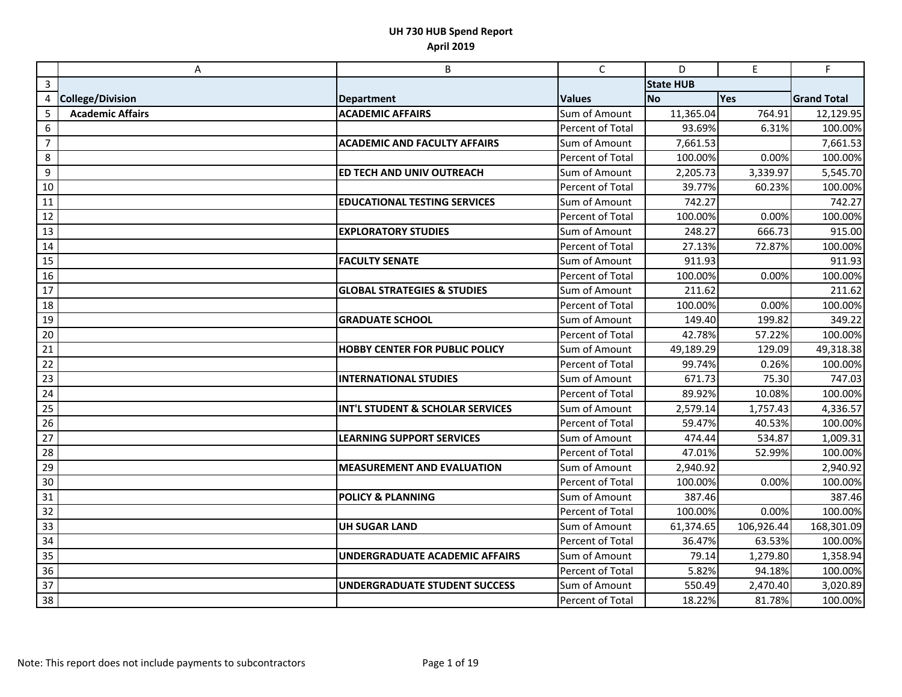# UH 730 HUB Spend Report
## April 2019

| | A | B | C | D | E | F |
|---|---|---|---|---|---|---|
| 3 | | | | State HUB | | |
| 4 | **College/Division** | **Department** | **Values** | **No** | **Yes** | **Grand Total** |
| 5 | **Academic Affairs** | **ACADEMIC AFFAIRS** | Sum of Amount | 11,365.04 | 764.91 | 12,129.95 |
| 6 | | | Percent of Total | 93.69% | 6.31% | 100.00% |
| 7 | | **ACADEMIC AND FACULTY AFFAIRS** | Sum of Amount | 7,661.53 | | 7,661.53 |
| 8 | | | Percent of Total | 100.00% | 0.00% | 100.00% |
| 9 | | **ED TECH AND UNIV OUTREACH** | Sum of Amount | 2,205.73 | 3,339.97 | 5,545.70 |
| 10 | | | Percent of Total | 39.77% | 60.23% | 100.00% |
| 11 | | **EDUCATIONAL TESTING SERVICES** | Sum of Amount | 742.27 | | 742.27 |
| 12 | | | Percent of Total | 100.00% | 0.00% | 100.00% |
| 13 | | **EXPLORATORY STUDIES** | Sum of Amount | 248.27 | 666.73 | 915.00 |
| 14 | | | Percent of Total | 27.13% | 72.87% | 100.00% |
| 15 | | **FACULTY SENATE** | Sum of Amount | 911.93 | | 911.93 |
| 16 | | | Percent of Total | 100.00% | 0.00% | 100.00% |
| 17 | | **GLOBAL STRATEGIES & STUDIES** | Sum of Amount | 211.62 | | 211.62 |
| 18 | | | Percent of Total | 100.00% | 0.00% | 100.00% |
| 19 | | **GRADUATE SCHOOL** | Sum of Amount | 149.40 | 199.82 | 349.22 |
| 20 | | | Percent of Total | 42.78% | 57.22% | 100.00% |
| 21 | | **HOBBY CENTER FOR PUBLIC POLICY** | Sum of Amount | 49,189.29 | 129.09 | 49,318.38 |
| 22 | | | Percent of Total | 99.74% | 0.26% | 100.00% |
| 23 | | **INTERNATIONAL STUDIES** | Sum of Amount | 671.73 | 75.30 | 747.03 |
| 24 | | | Percent of Total | 89.92% | 10.08% | 100.00% |
| 25 | | **INT'L STUDENT & SCHOLAR SERVICES** | Sum of Amount | 2,579.14 | 1,757.43 | 4,336.57 |
| 26 | | | Percent of Total | 59.47% | 40.53% | 100.00% |
| 27 | | **LEARNING SUPPORT SERVICES** | Sum of Amount | 474.44 | 534.87 | 1,009.31 |
| 28 | | | Percent of Total | 47.01% | 52.99% | 100.00% |
| 29 | | **MEASUREMENT AND EVALUATION** | Sum of Amount | 2,940.92 | | 2,940.92 |
| 30 | | | Percent of Total | 100.00% | 0.00% | 100.00% |
| 31 | | **POLICY & PLANNING** | Sum of Amount | 387.46 | | 387.46 |
| 32 | | | Percent of Total | 100.00% | 0.00% | 100.00% |
| 33 | | **UH SUGAR LAND** | Sum of Amount | 61,374.65 | 106,926.44 | 168,301.09 |
| 34 | | | Percent of Total | 36.47% | 63.53% | 100.00% |
| 35 | | **UNDERGRADUATE ACADEMIC AFFAIRS** | Sum of Amount | 79.14 | 1,279.80 | 1,358.94 |
| 36 | | | Percent of Total | 5.82% | 94.18% | 100.00% |
| 37 | | **UNDERGRADUATE STUDENT SUCCESS** | Sum of Amount | 550.49 | 2,470.40 | 3,020.89 |
| 38 | | | Percent of Total | 18.22% | 81.78% | 100.00% |

Note: This report does not include payments to subcontractors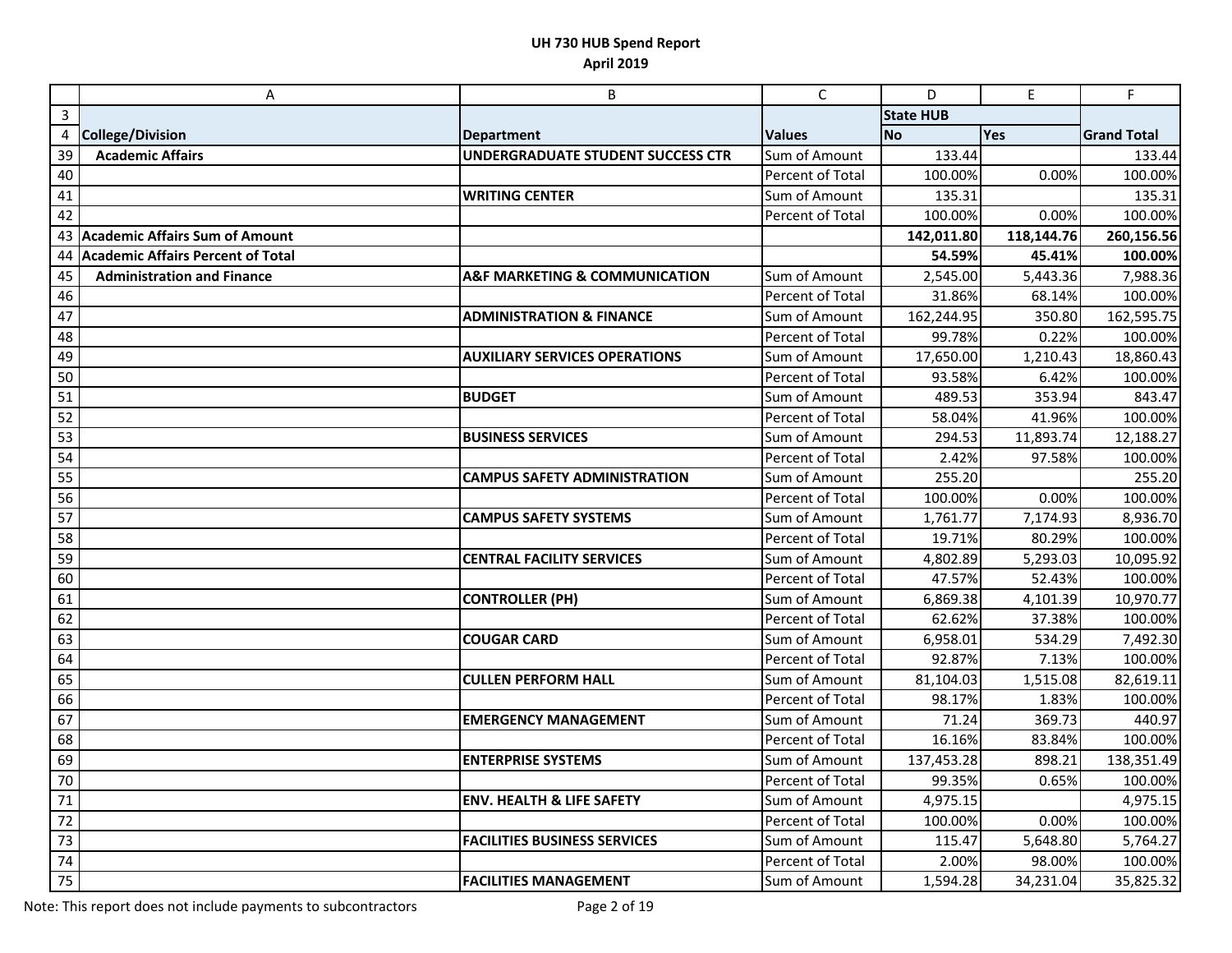# UH 730 HUB Spend Report

## April 2019

| | A | B | C | D | E | F |
|---|---|---|---|---|---|---|
| 3 | | | | State HUB | | |
| 4 | **College/Division** | **Department** | **Values** | **No** | **Yes** | **Grand Total** |
| 39 | **Academic Affairs** | **UNDERGRADUATE STUDENT SUCCESS CTR** | Sum of Amount | 133.44 | | 133.44 |
| 40 | | | Percent of Total | 100.00% | 0.00% | 100.00% |
| 41 | | **WRITING CENTER** | Sum of Amount | 135.31 | | 135.31 |
| 42 | | | Percent of Total | 100.00% | 0.00% | 100.00% |
| 43 | **Academic Affairs Sum of Amount** | | | **142,011.80** | **118,144.76** | **260,156.56** |
| 44 | **Academic Affairs Percent of Total** | | | **54.59%** | **45.41%** | **100.00%** |
| 45 | **Administration and Finance** | **A&F MARKETING & COMMUNICATION** | Sum of Amount | 2,545.00 | 5,443.36 | 7,988.36 |
| 46 | | | Percent of Total | 31.86% | 68.14% | 100.00% |
| 47 | | **ADMINISTRATION & FINANCE** | Sum of Amount | 162,244.95 | 350.80 | 162,595.75 |
| 48 | | | Percent of Total | 99.78% | 0.22% | 100.00% |
| 49 | | **AUXILIARY SERVICES OPERATIONS** | Sum of Amount | 17,650.00 | 1,210.43 | 18,860.43 |
| 50 | | | Percent of Total | 93.58% | 6.42% | 100.00% |
| 51 | | **BUDGET** | Sum of Amount | 489.53 | 353.94 | 843.47 |
| 52 | | | Percent of Total | 58.04% | 41.96% | 100.00% |
| 53 | | **BUSINESS SERVICES** | Sum of Amount | 294.53 | 11,893.74 | 12,188.27 |
| 54 | | | Percent of Total | 2.42% | 97.58% | 100.00% |
| 55 | | **CAMPUS SAFETY ADMINISTRATION** | Sum of Amount | 255.20 | | 255.20 |
| 56 | | | Percent of Total | 100.00% | 0.00% | 100.00% |
| 57 | | **CAMPUS SAFETY SYSTEMS** | Sum of Amount | 1,761.77 | 7,174.93 | 8,936.70 |
| 58 | | | Percent of Total | 19.71% | 80.29% | 100.00% |
| 59 | | **CENTRAL FACILITY SERVICES** | Sum of Amount | 4,802.89 | 5,293.03 | 10,095.92 |
| 60 | | | Percent of Total | 47.57% | 52.43% | 100.00% |
| 61 | | **CONTROLLER (PH)** | Sum of Amount | 6,869.38 | 4,101.39 | 10,970.77 |
| 62 | | | Percent of Total | 62.62% | 37.38% | 100.00% |
| 63 | | **COUGAR CARD** | Sum of Amount | 6,958.01 | 534.29 | 7,492.30 |
| 64 | | | Percent of Total | 92.87% | 7.13% | 100.00% |
| 65 | | **CULLEN PERFORM HALL** | Sum of Amount | 81,104.03 | 1,515.08 | 82,619.11 |
| 66 | | | Percent of Total | 98.17% | 1.83% | 100.00% |
| 67 | | **EMERGENCY MANAGEMENT** | Sum of Amount | 71.24 | 369.73 | 440.97 |
| 68 | | | Percent of Total | 16.16% | 83.84% | 100.00% |
| 69 | | **ENTERPRISE SYSTEMS** | Sum of Amount | 137,453.28 | 898.21 | 138,351.49 |
| 70 | | | Percent of Total | 99.35% | 0.65% | 100.00% |
| 71 | | **ENV. HEALTH & LIFE SAFETY** | Sum of Amount | 4,975.15 | | 4,975.15 |
| 72 | | | Percent of Total | 100.00% | 0.00% | 100.00% |
| 73 | | **FACILITIES BUSINESS SERVICES** | Sum of Amount | 115.47 | 5,648.80 | 5,764.27 |
| 74 | | | Percent of Total | 2.00% | 98.00% | 100.00% |
| 75 | | **FACILITIES MANAGEMENT** | Sum of Amount | 1,594.28 | 34,231.04 | 35,825.32 |

Note: This report does not include payments to subcontractors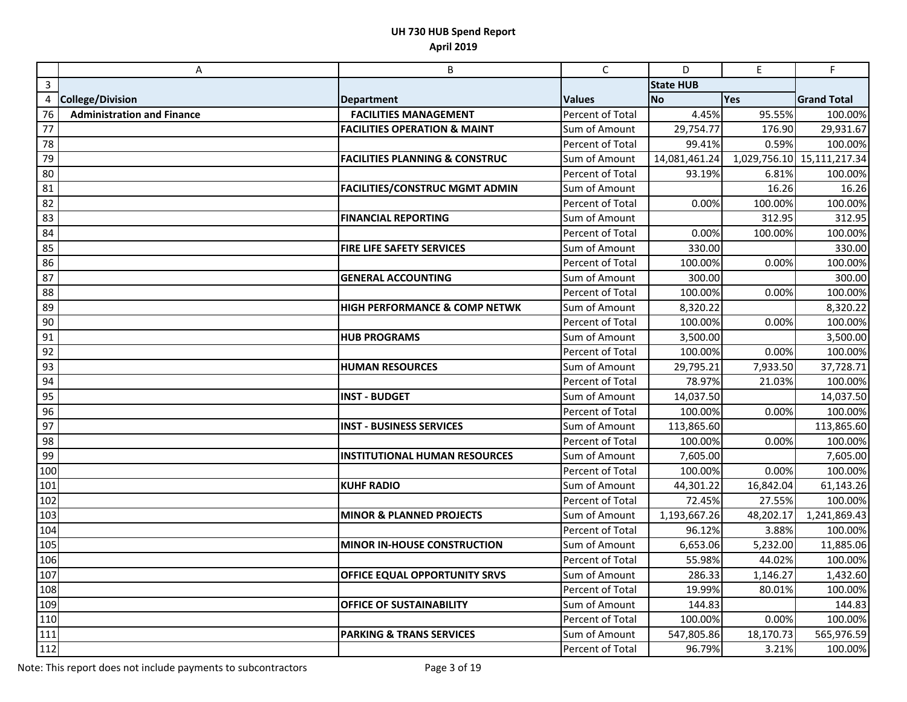# UH 730 HUB Spend Report

## April 2019

| | A | B | C | D | E | F |
|---|---|---|---|---|---|---|
| 3 | | | | State HUB | | |
| 4 | College/Division | Department | Values | No | Yes | Grand Total |
| 76 | **Administration and Finance** | **FACILITIES MANAGEMENT** | Percent of Total | 4.45% | 95.55% | 100.00% |
| 77 | | **FACILITIES OPERATION & MAINT** | Sum of Amount | 29,754.77 | 176.90 | 29,931.67 |
| 78 | | | Percent of Total | 99.41% | 0.59% | 100.00% |
| 79 | | **FACILITIES PLANNING & CONSTRUC** | Sum of Amount | 14,081,461.24 | 1,029,756.10 | 15,111,217.34 |
| 80 | | | Percent of Total | 93.19% | 6.81% | 100.00% |
| 81 | | **FACILITIES/CONSTRUC MGMT ADMIN** | Sum of Amount | | 16.26 | 16.26 |
| 82 | | | Percent of Total | 0.00% | 100.00% | 100.00% |
| 83 | | **FINANCIAL REPORTING** | Sum of Amount | | 312.95 | 312.95 |
| 84 | | | Percent of Total | 0.00% | 100.00% | 100.00% |
| 85 | | **FIRE LIFE SAFETY SERVICES** | Sum of Amount | 330.00 | | 330.00 |
| 86 | | | Percent of Total | 100.00% | 0.00% | 100.00% |
| 87 | | **GENERAL ACCOUNTING** | Sum of Amount | 300.00 | | 300.00 |
| 88 | | | Percent of Total | 100.00% | 0.00% | 100.00% |
| 89 | | **HIGH PERFORMANCE & COMP NETWK** | Sum of Amount | 8,320.22 | | 8,320.22 |
| 90 | | | Percent of Total | 100.00% | 0.00% | 100.00% |
| 91 | | **HUB PROGRAMS** | Sum of Amount | 3,500.00 | | 3,500.00 |
| 92 | | | Percent of Total | 100.00% | 0.00% | 100.00% |
| 93 | | **HUMAN RESOURCES** | Sum of Amount | 29,795.21 | 7,933.50 | 37,728.71 |
| 94 | | | Percent of Total | 78.97% | 21.03% | 100.00% |
| 95 | | **INST - BUDGET** | Sum of Amount | 14,037.50 | | 14,037.50 |
| 96 | | | Percent of Total | 100.00% | 0.00% | 100.00% |
| 97 | | **INST - BUSINESS SERVICES** | Sum of Amount | 113,865.60 | | 113,865.60 |
| 98 | | | Percent of Total | 100.00% | 0.00% | 100.00% |
| 99 | | **INSTITUTIONAL HUMAN RESOURCES** | Sum of Amount | 7,605.00 | | 7,605.00 |
| 100 | | | Percent of Total | 100.00% | 0.00% | 100.00% |
| 101 | | **KUHF RADIO** | Sum of Amount | 44,301.22 | 16,842.04 | 61,143.26 |
| 102 | | | Percent of Total | 72.45% | 27.55% | 100.00% |
| 103 | | **MINOR & PLANNED PROJECTS** | Sum of Amount | 1,193,667.26 | 48,202.17 | 1,241,869.43 |
| 104 | | | Percent of Total | 96.12% | 3.88% | 100.00% |
| 105 | | **MINOR IN-HOUSE CONSTRUCTION** | Sum of Amount | 6,653.06 | 5,232.00 | 11,885.06 |
| 106 | | | Percent of Total | 55.98% | 44.02% | 100.00% |
| 107 | | **OFFICE EQUAL OPPORTUNITY SRVS** | Sum of Amount | 286.33 | 1,146.27 | 1,432.60 |
| 108 | | | Percent of Total | 19.99% | 80.01% | 100.00% |
| 109 | | **OFFICE OF SUSTAINABILITY** | Sum of Amount | 144.83 | | 144.83 |
| 110 | | | Percent of Total | 100.00% | 0.00% | 100.00% |
| 111 | | **PARKING & TRANS SERVICES** | Sum of Amount | 547,805.86 | 18,170.73 | 565,976.59 |
| 112 | | | Percent of Total | 96.79% | 3.21% | 100.00% |

Note: This report does not include payments to subcontractors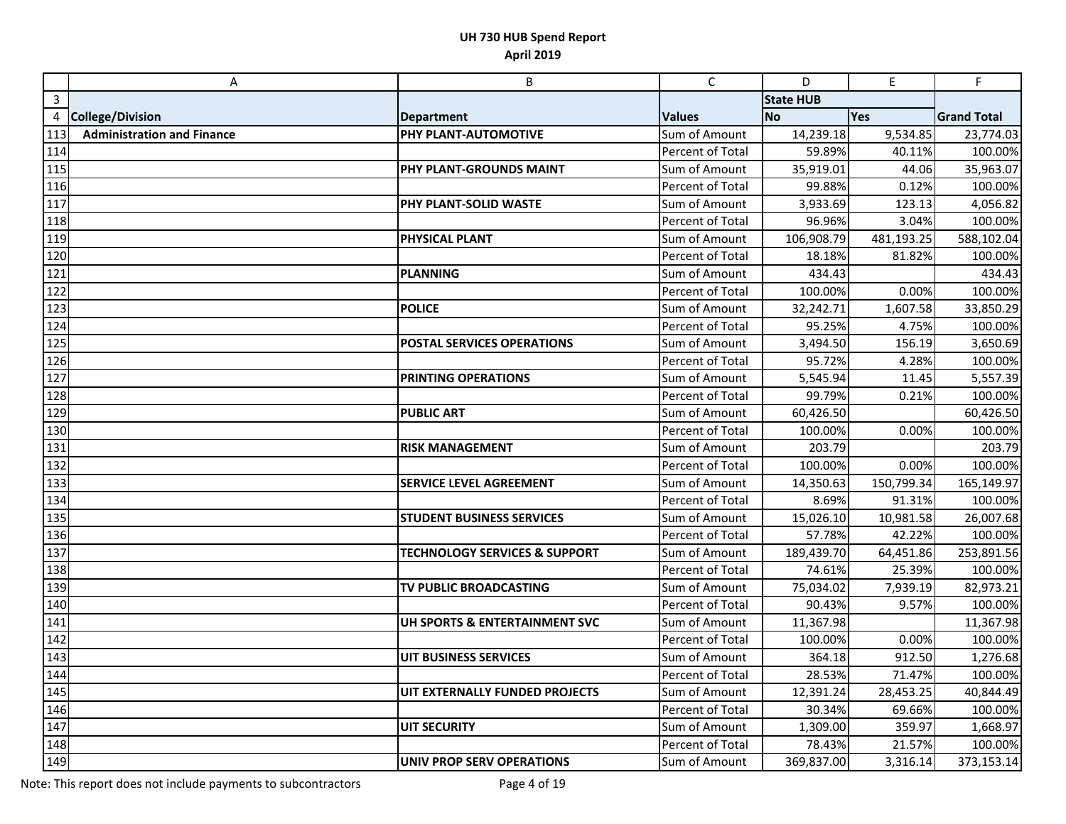**UH 730 HUB Spend Report**
**April 2019**

| | A | B | C | D | E | F |
|---|---|---|---|---|---|---|
| 3 | | | | State HUB | | |
| 4 | College/Division | Department | Values | No | Yes | Grand Total |
| 113 | **Administration and Finance** | **PHY PLANT-AUTOMOTIVE** | Sum of Amount | 14,239.18 | 9,534.85 | 23,774.03 |
| 114 | | | Percent of Total | 59.89% | 40.11% | 100.00% |
| 115 | | **PHY PLANT-GROUNDS MAINT** | Sum of Amount | 35,919.01 | 44.06 | 35,963.07 |
| 116 | | | Percent of Total | 99.88% | 0.12% | 100.00% |
| 117 | | **PHY PLANT-SOLID WASTE** | Sum of Amount | 3,933.69 | 123.13 | 4,056.82 |
| 118 | | | Percent of Total | 96.96% | 3.04% | 100.00% |
| 119 | | **PHYSICAL PLANT** | Sum of Amount | 106,908.79 | 481,193.25 | 588,102.04 |
| 120 | | | Percent of Total | 18.18% | 81.82% | 100.00% |
| 121 | | **PLANNING** | Sum of Amount | 434.43 | | 434.43 |
| 122 | | | Percent of Total | 100.00% | 0.00% | 100.00% |
| 123 | | **POLICE** | Sum of Amount | 32,242.71 | 1,607.58 | 33,850.29 |
| 124 | | | Percent of Total | 95.25% | 4.75% | 100.00% |
| 125 | | **POSTAL SERVICES OPERATIONS** | Sum of Amount | 3,494.50 | 156.19 | 3,650.69 |
| 126 | | | Percent of Total | 95.72% | 4.28% | 100.00% |
| 127 | | **PRINTING OPERATIONS** | Sum of Amount | 5,545.94 | 11.45 | 5,557.39 |
| 128 | | | Percent of Total | 99.79% | 0.21% | 100.00% |
| 129 | | **PUBLIC ART** | Sum of Amount | 60,426.50 | | 60,426.50 |
| 130 | | | Percent of Total | 100.00% | 0.00% | 100.00% |
| 131 | | **RISK MANAGEMENT** | Sum of Amount | 203.79 | | 203.79 |
| 132 | | | Percent of Total | 100.00% | 0.00% | 100.00% |
| 133 | | **SERVICE LEVEL AGREEMENT** | Sum of Amount | 14,350.63 | 150,799.34 | 165,149.97 |
| 134 | | | Percent of Total | 8.69% | 91.31% | 100.00% |
| 135 | | **STUDENT BUSINESS SERVICES** | Sum of Amount | 15,026.10 | 10,981.58 | 26,007.68 |
| 136 | | | Percent of Total | 57.78% | 42.22% | 100.00% |
| 137 | | **TECHNOLOGY SERVICES & SUPPORT** | Sum of Amount | 189,439.70 | 64,451.86 | 253,891.56 |
| 138 | | | Percent of Total | 74.61% | 25.39% | 100.00% |
| 139 | | **TV PUBLIC BROADCASTING** | Sum of Amount | 75,034.02 | 7,939.19 | 82,973.21 |
| 140 | | | Percent of Total | 90.43% | 9.57% | 100.00% |
| 141 | | **UH SPORTS & ENTERTAINMENT SVC** | Sum of Amount | 11,367.98 | | 11,367.98 |
| 142 | | | Percent of Total | 100.00% | 0.00% | 100.00% |
| 143 | | **UIT BUSINESS SERVICES** | Sum of Amount | 364.18 | 912.50 | 1,276.68 |
| 144 | | | Percent of Total | 28.53% | 71.47% | 100.00% |
| 145 | | **UIT EXTERNALLY FUNDED PROJECTS** | Sum of Amount | 12,391.24 | 28,453.25 | 40,844.49 |
| 146 | | | Percent of Total | 30.34% | 69.66% | 100.00% |
| 147 | | **UIT SECURITY** | Sum of Amount | 1,309.00 | 359.97 | 1,668.97 |
| 148 | | | Percent of Total | 78.43% | 21.57% | 100.00% |
| 149 | | **UNIV PROP SERV OPERATIONS** | Sum of Amount | 369,837.00 | 3,316.14 | 373,153.14 |

Note: This report does not include payments to subcontractors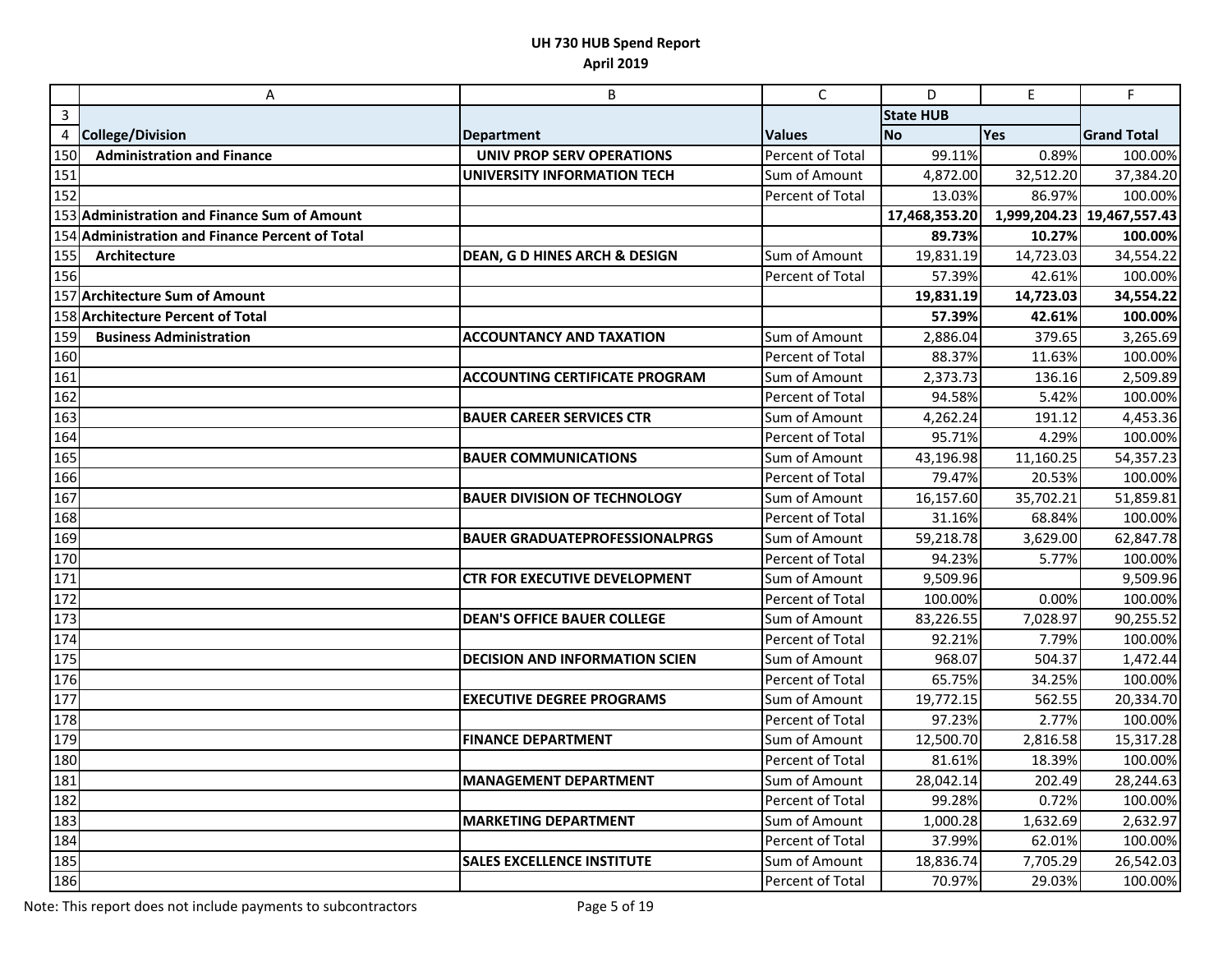# UH 730 HUB Spend Report

## April 2019

| | A | B | C | D | E | F |
|---|---|---|---|---|---|---|
| 3 | | | | State HUB | | |
| 4 | **College/Division** | **Department** | **Values** | **No** | **Yes** | **Grand Total** |
| 150 | **Administration and Finance** | **UNIV PROP SERV OPERATIONS** | Percent of Total | 99.11% | 0.89% | 100.00% |
| 151 | | **UNIVERSITY INFORMATION TECH** | Sum of Amount | 4,872.00 | 32,512.20 | 37,384.20 |
| 152 | | | Percent of Total | 13.03% | 86.97% | 100.00% |
| 153 | **Administration and Finance Sum of Amount** | | | **17,468,353.20** | **1,999,204.23** | **19,467,557.43** |
| 154 | **Administration and Finance Percent of Total** | | | **89.73%** | **10.27%** | **100.00%** |
| 155 | **Architecture** | **DEAN, G D HINES ARCH & DESIGN** | Sum of Amount | 19,831.19 | 14,723.03 | 34,554.22 |
| 156 | | | Percent of Total | 57.39% | 42.61% | 100.00% |
| 157 | **Architecture Sum of Amount** | | | **19,831.19** | **14,723.03** | **34,554.22** |
| 158 | **Architecture Percent of Total** | | | **57.39%** | **42.61%** | **100.00%** |
| 159 | **Business Administration** | **ACCOUNTANCY AND TAXATION** | Sum of Amount | 2,886.04 | 379.65 | 3,265.69 |
| 160 | | | Percent of Total | 88.37% | 11.63% | 100.00% |
| 161 | | **ACCOUNTING CERTIFICATE PROGRAM** | Sum of Amount | 2,373.73 | 136.16 | 2,509.89 |
| 162 | | | Percent of Total | 94.58% | 5.42% | 100.00% |
| 163 | | **BAUER CAREER SERVICES CTR** | Sum of Amount | 4,262.24 | 191.12 | 4,453.36 |
| 164 | | | Percent of Total | 95.71% | 4.29% | 100.00% |
| 165 | | **BAUER COMMUNICATIONS** | Sum of Amount | 43,196.98 | 11,160.25 | 54,357.23 |
| 166 | | | Percent of Total | 79.47% | 20.53% | 100.00% |
| 167 | | **BAUER DIVISION OF TECHNOLOGY** | Sum of Amount | 16,157.60 | 35,702.21 | 51,859.81 |
| 168 | | | Percent of Total | 31.16% | 68.84% | 100.00% |
| 169 | | **BAUER GRADUATEPROFESSIONALPRGS** | Sum of Amount | 59,218.78 | 3,629.00 | 62,847.78 |
| 170 | | | Percent of Total | 94.23% | 5.77% | 100.00% |
| 171 | | **CTR FOR EXECUTIVE DEVELOPMENT** | Sum of Amount | 9,509.96 | | 9,509.96 |
| 172 | | | Percent of Total | 100.00% | 0.00% | 100.00% |
| 173 | | **DEAN'S OFFICE BAUER COLLEGE** | Sum of Amount | 83,226.55 | 7,028.97 | 90,255.52 |
| 174 | | | Percent of Total | 92.21% | 7.79% | 100.00% |
| 175 | | **DECISION AND INFORMATION SCIEN** | Sum of Amount | 968.07 | 504.37 | 1,472.44 |
| 176 | | | Percent of Total | 65.75% | 34.25% | 100.00% |
| 177 | | **EXECUTIVE DEGREE PROGRAMS** | Sum of Amount | 19,772.15 | 562.55 | 20,334.70 |
| 178 | | | Percent of Total | 97.23% | 2.77% | 100.00% |
| 179 | | **FINANCE DEPARTMENT** | Sum of Amount | 12,500.70 | 2,816.58 | 15,317.28 |
| 180 | | | Percent of Total | 81.61% | 18.39% | 100.00% |
| 181 | | **MANAGEMENT DEPARTMENT** | Sum of Amount | 28,042.14 | 202.49 | 28,244.63 |
| 182 | | | Percent of Total | 99.28% | 0.72% | 100.00% |
| 183 | | **MARKETING DEPARTMENT** | Sum of Amount | 1,000.28 | 1,632.69 | 2,632.97 |
| 184 | | | Percent of Total | 37.99% | 62.01% | 100.00% |
| 185 | | **SALES EXCELLENCE INSTITUTE** | Sum of Amount | 18,836.74 | 7,705.29 | 26,542.03 |
| 186 | | | Percent of Total | 70.97% | 29.03% | 100.00% |

Note: This report does not include payments to subcontractors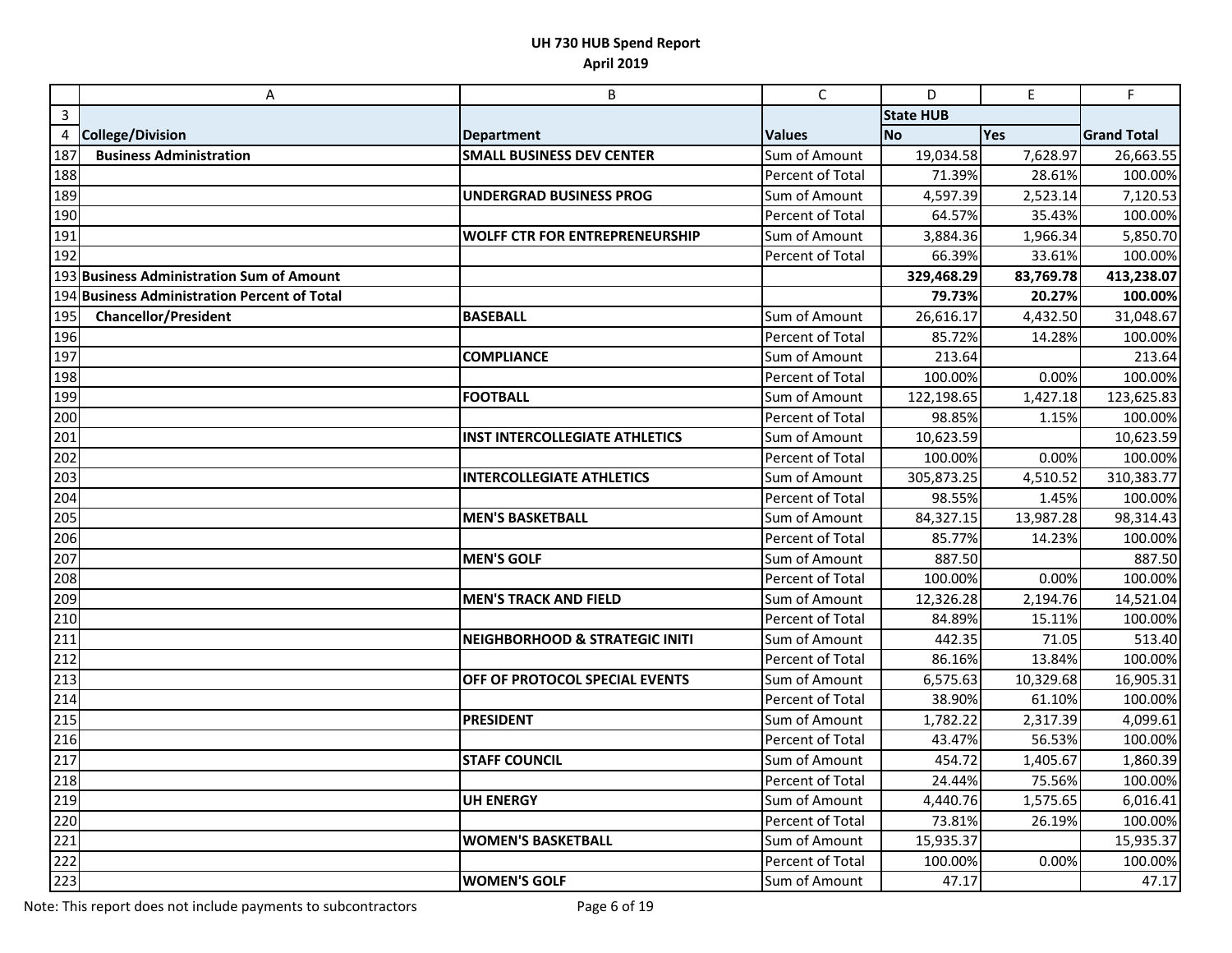# UH 730 HUB Spend Report
## April 2019

| | A | B | C | D | E | F |
|---|---|---|---|---|---|---|
| 3 | | | | State HUB | | |
| 4 | **College/Division** | **Department** | **Values** | **No** | **Yes** | **Grand Total** |
| 187 | **Business Administration** | **SMALL BUSINESS DEV CENTER** | Sum of Amount | 19,034.58 | 7,628.97 | 26,663.55 |
| 188 | | | Percent of Total | 71.39% | 28.61% | 100.00% |
| 189 | | **UNDERGRAD BUSINESS PROG** | Sum of Amount | 4,597.39 | 2,523.14 | 7,120.53 |
| 190 | | | Percent of Total | 64.57% | 35.43% | 100.00% |
| 191 | | **WOLFF CTR FOR ENTREPRENEURSHIP** | Sum of Amount | 3,884.36 | 1,966.34 | 5,850.70 |
| 192 | | | Percent of Total | 66.39% | 33.61% | 100.00% |
| 193 | **Business Administration Sum of Amount** | | | **329,468.29** | **83,769.78** | **413,238.07** |
| 194 | **Business Administration Percent of Total** | | | **79.73%** | **20.27%** | **100.00%** |
| 195 | **Chancellor/President** | **BASEBALL** | Sum of Amount | 26,616.17 | 4,432.50 | 31,048.67 |
| 196 | | | Percent of Total | 85.72% | 14.28% | 100.00% |
| 197 | | **COMPLIANCE** | Sum of Amount | 213.64 | | 213.64 |
| 198 | | | Percent of Total | 100.00% | 0.00% | 100.00% |
| 199 | | **FOOTBALL** | Sum of Amount | 122,198.65 | 1,427.18 | 123,625.83 |
| 200 | | | Percent of Total | 98.85% | 1.15% | 100.00% |
| 201 | | **INST INTERCOLLEGIATE ATHLETICS** | Sum of Amount | 10,623.59 | | 10,623.59 |
| 202 | | | Percent of Total | 100.00% | 0.00% | 100.00% |
| 203 | | **INTERCOLLEGIATE ATHLETICS** | Sum of Amount | 305,873.25 | 4,510.52 | 310,383.77 |
| 204 | | | Percent of Total | 98.55% | 1.45% | 100.00% |
| 205 | | **MEN'S BASKETBALL** | Sum of Amount | 84,327.15 | 13,987.28 | 98,314.43 |
| 206 | | | Percent of Total | 85.77% | 14.23% | 100.00% |
| 207 | | **MEN'S GOLF** | Sum of Amount | 887.50 | | 887.50 |
| 208 | | | Percent of Total | 100.00% | 0.00% | 100.00% |
| 209 | | **MEN'S TRACK AND FIELD** | Sum of Amount | 12,326.28 | 2,194.76 | 14,521.04 |
| 210 | | | Percent of Total | 84.89% | 15.11% | 100.00% |
| 211 | | **NEIGHBORHOOD & STRATEGIC INITI** | Sum of Amount | 442.35 | 71.05 | 513.40 |
| 212 | | | Percent of Total | 86.16% | 13.84% | 100.00% |
| 213 | | **OFF OF PROTOCOL SPECIAL EVENTS** | Sum of Amount | 6,575.63 | 10,329.68 | 16,905.31 |
| 214 | | | Percent of Total | 38.90% | 61.10% | 100.00% |
| 215 | | **PRESIDENT** | Sum of Amount | 1,782.22 | 2,317.39 | 4,099.61 |
| 216 | | | Percent of Total | 43.47% | 56.53% | 100.00% |
| 217 | | **STAFF COUNCIL** | Sum of Amount | 454.72 | 1,405.67 | 1,860.39 |
| 218 | | | Percent of Total | 24.44% | 75.56% | 100.00% |
| 219 | | **UH ENERGY** | Sum of Amount | 4,440.76 | 1,575.65 | 6,016.41 |
| 220 | | | Percent of Total | 73.81% | 26.19% | 100.00% |
| 221 | | **WOMEN'S BASKETBALL** | Sum of Amount | 15,935.37 | | 15,935.37 |
| 222 | | | Percent of Total | 100.00% | 0.00% | 100.00% |
| 223 | | **WOMEN'S GOLF** | Sum of Amount | 47.17 | | 47.17 |

Note: This report does not include payments to subcontractors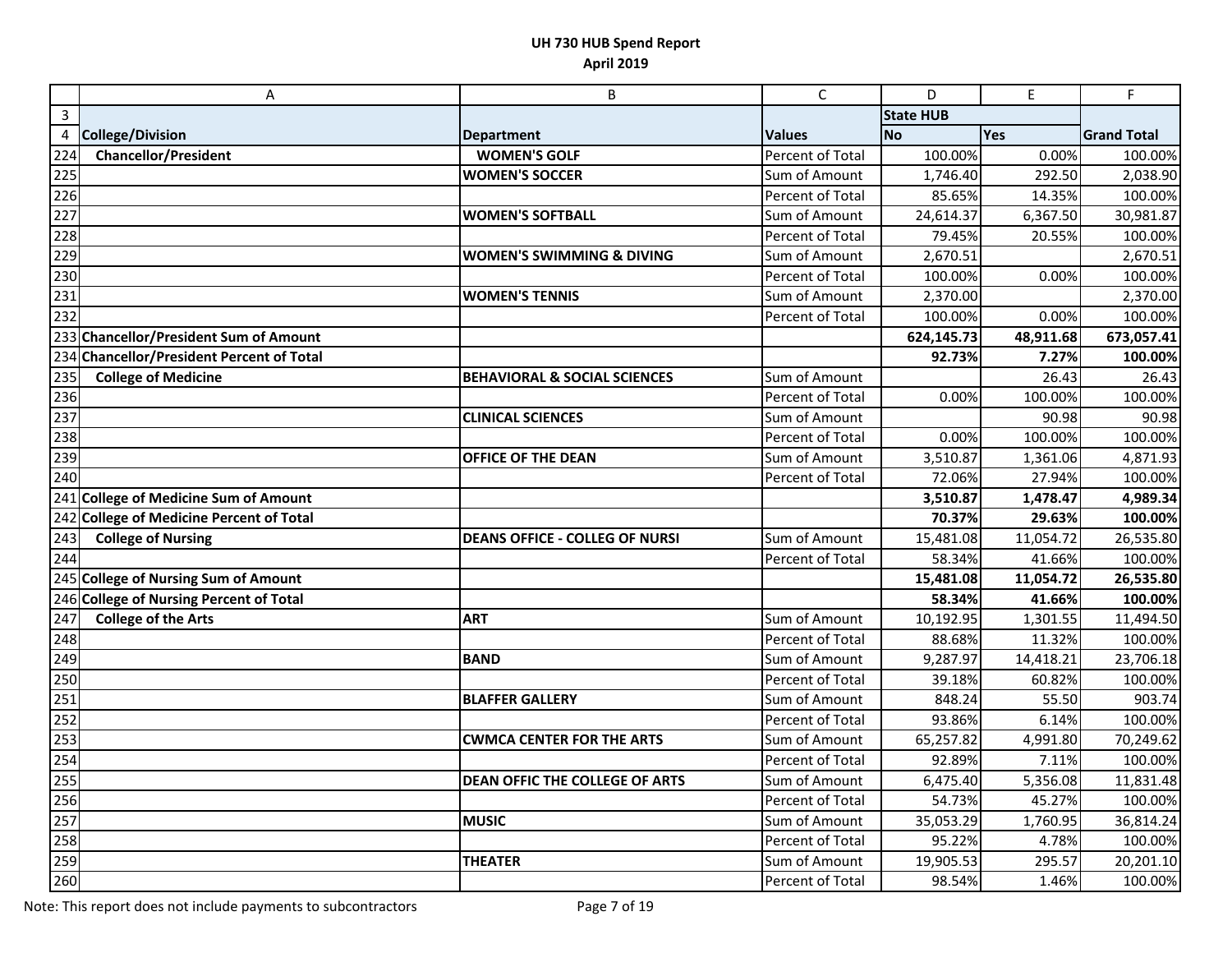# UH 730 HUB Spend Report

## April 2019

| | A | B | C | D | E | F |
|---|---|---|---|---|---|---|
| 3 | | | | State HUB | | |
| 4 | College/Division | Department | Values | No | Yes | Grand Total |
| 224 | **Chancellor/President** | **WOMEN'S GOLF** | Percent of Total | 100.00% | 0.00% | 100.00% |
| 225 | | **WOMEN'S SOCCER** | Sum of Amount | 1,746.40 | 292.50 | 2,038.90 |
| 226 | | | Percent of Total | 85.65% | 14.35% | 100.00% |
| 227 | | **WOMEN'S SOFTBALL** | Sum of Amount | 24,614.37 | 6,367.50 | 30,981.87 |
| 228 | | | Percent of Total | 79.45% | 20.55% | 100.00% |
| 229 | | **WOMEN'S SWIMMING & DIVING** | Sum of Amount | 2,670.51 | | 2,670.51 |
| 230 | | | Percent of Total | 100.00% | 0.00% | 100.00% |
| 231 | | **WOMEN'S TENNIS** | Sum of Amount | 2,370.00 | | 2,370.00 |
| 232 | | | Percent of Total | 100.00% | 0.00% | 100.00% |
| 233 | **Chancellor/President Sum of Amount** | | | **624,145.73** | **48,911.68** | **673,057.41** |
| 234 | **Chancellor/President Percent of Total** | | | **92.73%** | **7.27%** | **100.00%** |
| 235 | **College of Medicine** | **BEHAVIORAL & SOCIAL SCIENCES** | Sum of Amount | | 26.43 | 26.43 |
| 236 | | | Percent of Total | 0.00% | 100.00% | 100.00% |
| 237 | | **CLINICAL SCIENCES** | Sum of Amount | | 90.98 | 90.98 |
| 238 | | | Percent of Total | 0.00% | 100.00% | 100.00% |
| 239 | | **OFFICE OF THE DEAN** | Sum of Amount | 3,510.87 | 1,361.06 | 4,871.93 |
| 240 | | | Percent of Total | 72.06% | 27.94% | 100.00% |
| 241 | **College of Medicine Sum of Amount** | | | **3,510.87** | **1,478.47** | **4,989.34** |
| 242 | **College of Medicine Percent of Total** | | | **70.37%** | **29.63%** | **100.00%** |
| 243 | **College of Nursing** | **DEANS OFFICE - COLLEG OF NURSI** | Sum of Amount | 15,481.08 | 11,054.72 | 26,535.80 |
| 244 | | | Percent of Total | 58.34% | 41.66% | 100.00% |
| 245 | **College of Nursing Sum of Amount** | | | **15,481.08** | **11,054.72** | **26,535.80** |
| 246 | **College of Nursing Percent of Total** | | | **58.34%** | **41.66%** | **100.00%** |
| 247 | **College of the Arts** | **ART** | Sum of Amount | 10,192.95 | 1,301.55 | 11,494.50 |
| 248 | | | Percent of Total | 88.68% | 11.32% | 100.00% |
| 249 | | **BAND** | Sum of Amount | 9,287.97 | 14,418.21 | 23,706.18 |
| 250 | | | Percent of Total | 39.18% | 60.82% | 100.00% |
| 251 | | **BLAFFER GALLERY** | Sum of Amount | 848.24 | 55.50 | 903.74 |
| 252 | | | Percent of Total | 93.86% | 6.14% | 100.00% |
| 253 | | **CWMCA CENTER FOR THE ARTS** | Sum of Amount | 65,257.82 | 4,991.80 | 70,249.62 |
| 254 | | | Percent of Total | 92.89% | 7.11% | 100.00% |
| 255 | | **DEAN OFFIC THE COLLEGE OF ARTS** | Sum of Amount | 6,475.40 | 5,356.08 | 11,831.48 |
| 256 | | | Percent of Total | 54.73% | 45.27% | 100.00% |
| 257 | | **MUSIC** | Sum of Amount | 35,053.29 | 1,760.95 | 36,814.24 |
| 258 | | | Percent of Total | 95.22% | 4.78% | 100.00% |
| 259 | | **THEATER** | Sum of Amount | 19,905.53 | 295.57 | 20,201.10 |
| 260 | | | Percent of Total | 98.54% | 1.46% | 100.00% |

Note: This report does not include payments to subcontractors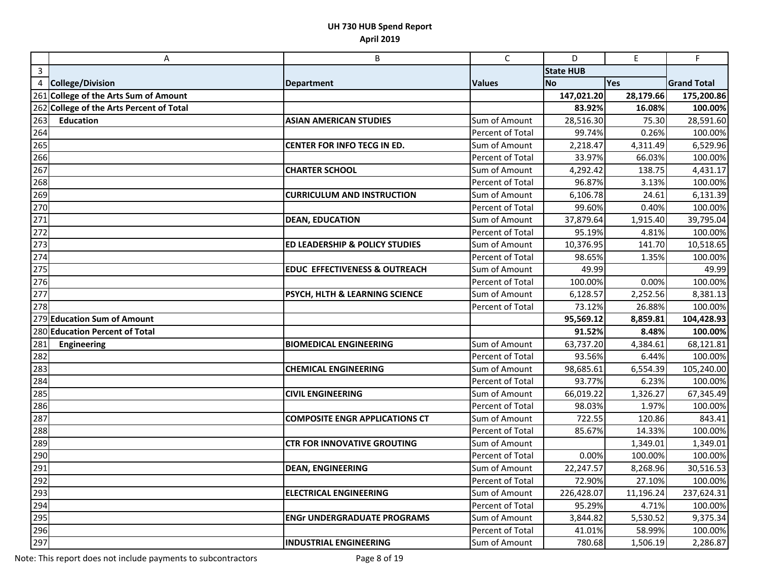**UH 730 HUB Spend Report**
**April 2019**

| | A | B | C | D | E | F |
|---|---|---|---|---|---|---|
| 3 | | | | State HUB | | |
| 4 | College/Division | Department | Values | No | Yes | Grand Total |
| 261 | **College of the Arts Sum of Amount** | | | **147,021.20** | **28,179.66** | **175,200.86** |
| 262 | **College of the Arts Percent of Total** | | | **83.92%** | **16.08%** | **100.00%** |
| 263 | **Education** | **ASIAN AMERICAN STUDIES** | Sum of Amount | 28,516.30 | 75.30 | 28,591.60 |
| 264 | | | Percent of Total | 99.74% | 0.26% | 100.00% |
| 265 | | **CENTER FOR INFO TECG IN ED.** | Sum of Amount | 2,218.47 | 4,311.49 | 6,529.96 |
| 266 | | | Percent of Total | 33.97% | 66.03% | 100.00% |
| 267 | | **CHARTER SCHOOL** | Sum of Amount | 4,292.42 | 138.75 | 4,431.17 |
| 268 | | | Percent of Total | 96.87% | 3.13% | 100.00% |
| 269 | | **CURRICULUM AND INSTRUCTION** | Sum of Amount | 6,106.78 | 24.61 | 6,131.39 |
| 270 | | | Percent of Total | 99.60% | 0.40% | 100.00% |
| 271 | | **DEAN, EDUCATION** | Sum of Amount | 37,879.64 | 1,915.40 | 39,795.04 |
| 272 | | | Percent of Total | 95.19% | 4.81% | 100.00% |
| 273 | | **ED LEADERSHIP & POLICY STUDIES** | Sum of Amount | 10,376.95 | 141.70 | 10,518.65 |
| 274 | | | Percent of Total | 98.65% | 1.35% | 100.00% |
| 275 | | **EDUC EFFECTIVENESS & OUTREACH** | Sum of Amount | 49.99 | | 49.99 |
| 276 | | | Percent of Total | 100.00% | 0.00% | 100.00% |
| 277 | | **PSYCH, HLTH & LEARNING SCIENCE** | Sum of Amount | 6,128.57 | 2,252.56 | 8,381.13 |
| 278 | | | Percent of Total | 73.12% | 26.88% | 100.00% |
| 279 | **Education Sum of Amount** | | | **95,569.12** | **8,859.81** | **104,428.93** |
| 280 | **Education Percent of Total** | | | **91.52%** | **8.48%** | **100.00%** |
| 281 | **Engineering** | **BIOMEDICAL ENGINEERING** | Sum of Amount | 63,737.20 | 4,384.61 | 68,121.81 |
| 282 | | | Percent of Total | 93.56% | 6.44% | 100.00% |
| 283 | | **CHEMICAL ENGINEERING** | Sum of Amount | 98,685.61 | 6,554.39 | 105,240.00 |
| 284 | | | Percent of Total | 93.77% | 6.23% | 100.00% |
| 285 | | **CIVIL ENGINEERING** | Sum of Amount | 66,019.22 | 1,326.27 | 67,345.49 |
| 286 | | | Percent of Total | 98.03% | 1.97% | 100.00% |
| 287 | | **COMPOSITE ENGR APPLICATIONS CT** | Sum of Amount | 722.55 | 120.86 | 843.41 |
| 288 | | | Percent of Total | 85.67% | 14.33% | 100.00% |
| 289 | | **CTR FOR INNOVATIVE GROUTING** | Sum of Amount | | 1,349.01 | 1,349.01 |
| 290 | | | Percent of Total | 0.00% | 100.00% | 100.00% |
| 291 | | **DEAN, ENGINEERING** | Sum of Amount | 22,247.57 | 8,268.96 | 30,516.53 |
| 292 | | | Percent of Total | 72.90% | 27.10% | 100.00% |
| 293 | | **ELECTRICAL ENGINEERING** | Sum of Amount | 226,428.07 | 11,196.24 | 237,624.31 |
| 294 | | | Percent of Total | 95.29% | 4.71% | 100.00% |
| 295 | | **ENGr UNDERGRADUATE PROGRAMS** | Sum of Amount | 3,844.82 | 5,530.52 | 9,375.34 |
| 296 | | | Percent of Total | 41.01% | 58.99% | 100.00% |
| 297 | | **INDUSTRIAL ENGINEERING** | Sum of Amount | 780.68 | 1,506.19 | 2,286.87 |

Note: This report does not include payments to subcontractors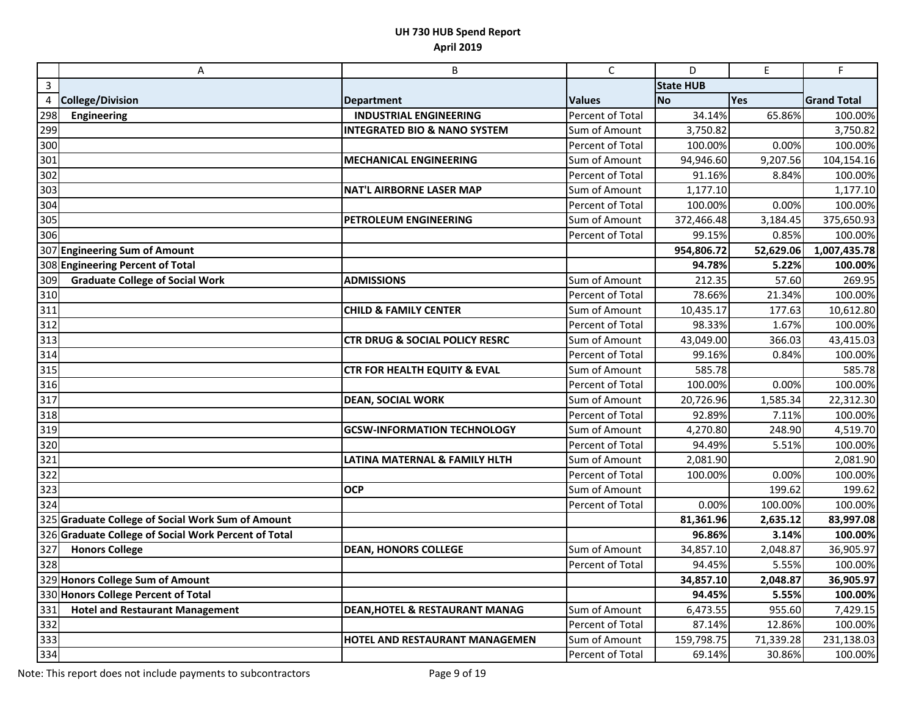# UH 730 HUB Spend Report
## April 2019

| | A | B | C | D | E | F |
|---|---|---|---|---|---|---|
| 3 | | | | State HUB | | |
| 4 | College/Division | Department | Values | No | Yes | Grand Total |
| 298 | **Engineering** | **INDUSTRIAL ENGINEERING** | Percent of Total | 34.14% | 65.86% | 100.00% |
| 299 | | **INTEGRATED BIO & NANO SYSTEM** | Sum of Amount | 3,750.82 | | 3,750.82 |
| 300 | | | Percent of Total | 100.00% | 0.00% | 100.00% |
| 301 | | **MECHANICAL ENGINEERING** | Sum of Amount | 94,946.60 | 9,207.56 | 104,154.16 |
| 302 | | | Percent of Total | 91.16% | 8.84% | 100.00% |
| 303 | | **NAT'L AIRBORNE LASER MAP** | Sum of Amount | 1,177.10 | | 1,177.10 |
| 304 | | | Percent of Total | 100.00% | 0.00% | 100.00% |
| 305 | | **PETROLEUM ENGINEERING** | Sum of Amount | 372,466.48 | 3,184.45 | 375,650.93 |
| 306 | | | Percent of Total | 99.15% | 0.85% | 100.00% |
| 307 | **Engineering Sum of Amount** | | | **954,806.72** | **52,629.06** | **1,007,435.78** |
| 308 | **Engineering Percent of Total** | | | **94.78%** | **5.22%** | **100.00%** |
| 309 | **Graduate College of Social Work** | **ADMISSIONS** | Sum of Amount | 212.35 | 57.60 | 269.95 |
| 310 | | | Percent of Total | 78.66% | 21.34% | 100.00% |
| 311 | | **CHILD & FAMILY CENTER** | Sum of Amount | 10,435.17 | 177.63 | 10,612.80 |
| 312 | | | Percent of Total | 98.33% | 1.67% | 100.00% |
| 313 | | **CTR DRUG & SOCIAL POLICY RESRC** | Sum of Amount | 43,049.00 | 366.03 | 43,415.03 |
| 314 | | | Percent of Total | 99.16% | 0.84% | 100.00% |
| 315 | | **CTR FOR HEALTH EQUITY & EVAL** | Sum of Amount | 585.78 | | 585.78 |
| 316 | | | Percent of Total | 100.00% | 0.00% | 100.00% |
| 317 | | **DEAN, SOCIAL WORK** | Sum of Amount | 20,726.96 | 1,585.34 | 22,312.30 |
| 318 | | | Percent of Total | 92.89% | 7.11% | 100.00% |
| 319 | | **GCSW-INFORMATION TECHNOLOGY** | Sum of Amount | 4,270.80 | 248.90 | 4,519.70 |
| 320 | | | Percent of Total | 94.49% | 5.51% | 100.00% |
| 321 | | **LATINA MATERNAL & FAMILY HLTH** | Sum of Amount | 2,081.90 | | 2,081.90 |
| 322 | | | Percent of Total | 100.00% | 0.00% | 100.00% |
| 323 | | **OCP** | Sum of Amount | | 199.62 | 199.62 |
| 324 | | | Percent of Total | 0.00% | 100.00% | 100.00% |
| 325 | **Graduate College of Social Work Sum of Amount** | | | **81,361.96** | **2,635.12** | **83,997.08** |
| 326 | **Graduate College of Social Work Percent of Total** | | | **96.86%** | **3.14%** | **100.00%** |
| 327 | **Honors College** | **DEAN, HONORS COLLEGE** | Sum of Amount | 34,857.10 | 2,048.87 | 36,905.97 |
| 328 | | | Percent of Total | 94.45% | 5.55% | 100.00% |
| 329 | **Honors College Sum of Amount** | | | **34,857.10** | **2,048.87** | **36,905.97** |
| 330 | **Honors College Percent of Total** | | | **94.45%** | **5.55%** | **100.00%** |
| 331 | **Hotel and Restaurant Management** | **DEAN,HOTEL & RESTAURANT MANAG** | Sum of Amount | 6,473.55 | 955.60 | 7,429.15 |
| 332 | | | Percent of Total | 87.14% | 12.86% | 100.00% |
| 333 | | **HOTEL AND RESTAURANT MANAGEMEN** | Sum of Amount | 159,798.75 | 71,339.28 | 231,138.03 |
| 334 | | | Percent of Total | 69.14% | 30.86% | 100.00% |

Note: This report does not include payments to subcontractors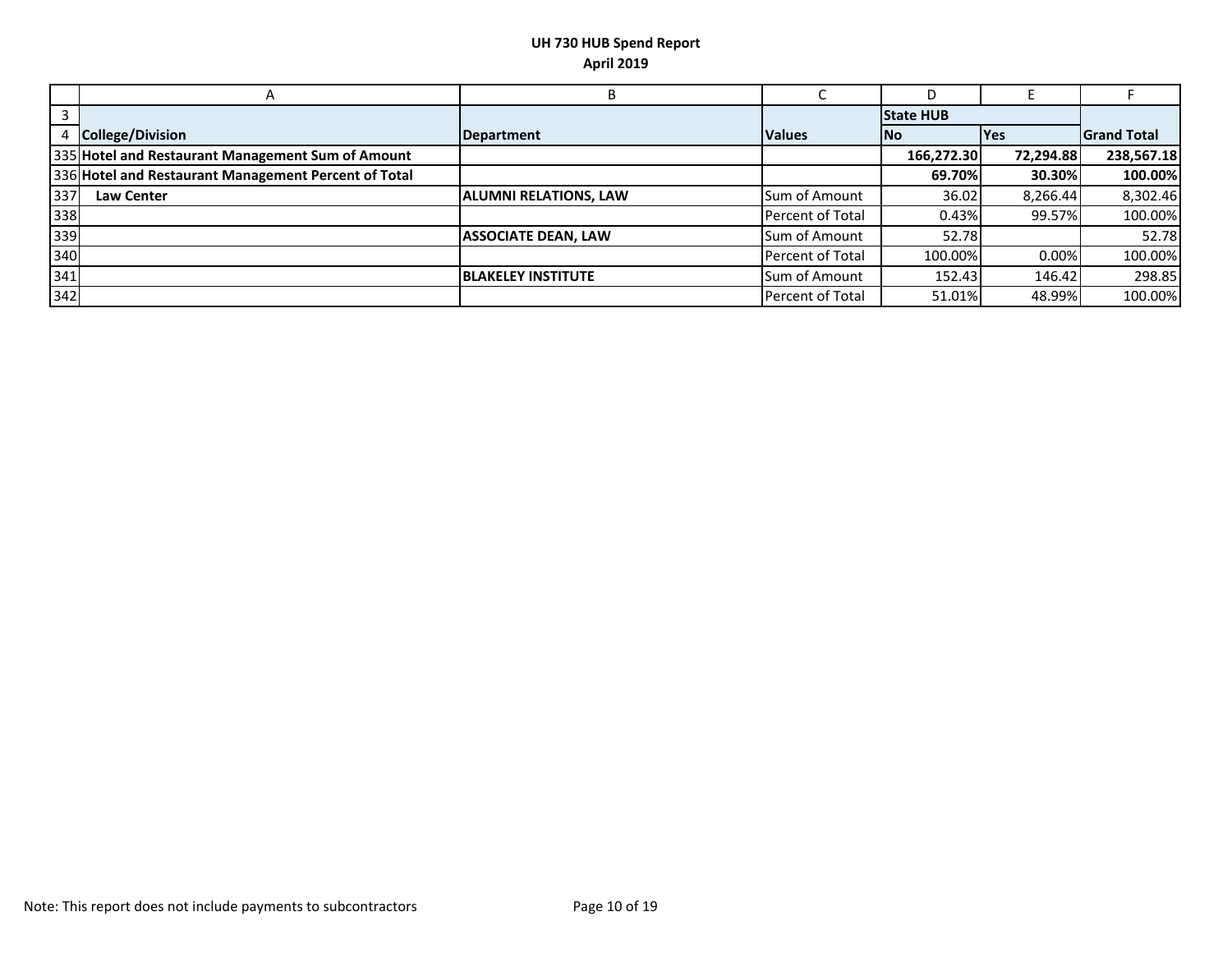**UH 730 HUB Spend Report**
**April 2019**

| | A | B | C | D | E | F |
|---|---|---|---|---|---|---|
| 3 | | | | **State HUB** | | |
| 4 | **College/Division** | **Department** | **Values** | **No** | **Yes** | **Grand Total** |
| 335 | **Hotel and Restaurant Management Sum of Amount** | | | **166,272.30** | **72,294.88** | **238,567.18** |
| 336 | **Hotel and Restaurant Management Percent of Total** | | | **69.70%** | **30.30%** | **100.00%** |
| 337 | **Law Center** | **ALUMNI RELATIONS, LAW** | Sum of Amount | 36.02 | 8,266.44 | 8,302.46 |
| 338 | | | Percent of Total | 0.43% | 99.57% | 100.00% |
| 339 | | **ASSOCIATE DEAN, LAW** | Sum of Amount | 52.78 | | 52.78 |
| 340 | | | Percent of Total | 100.00% | 0.00% | 100.00% |
| 341 | | **BLAKELEY INSTITUTE** | Sum of Amount | 152.43 | 146.42 | 298.85 |
| 342 | | | Percent of Total | 51.01% | 48.99% | 100.00% |

Note: This report does not include payments to subcontractors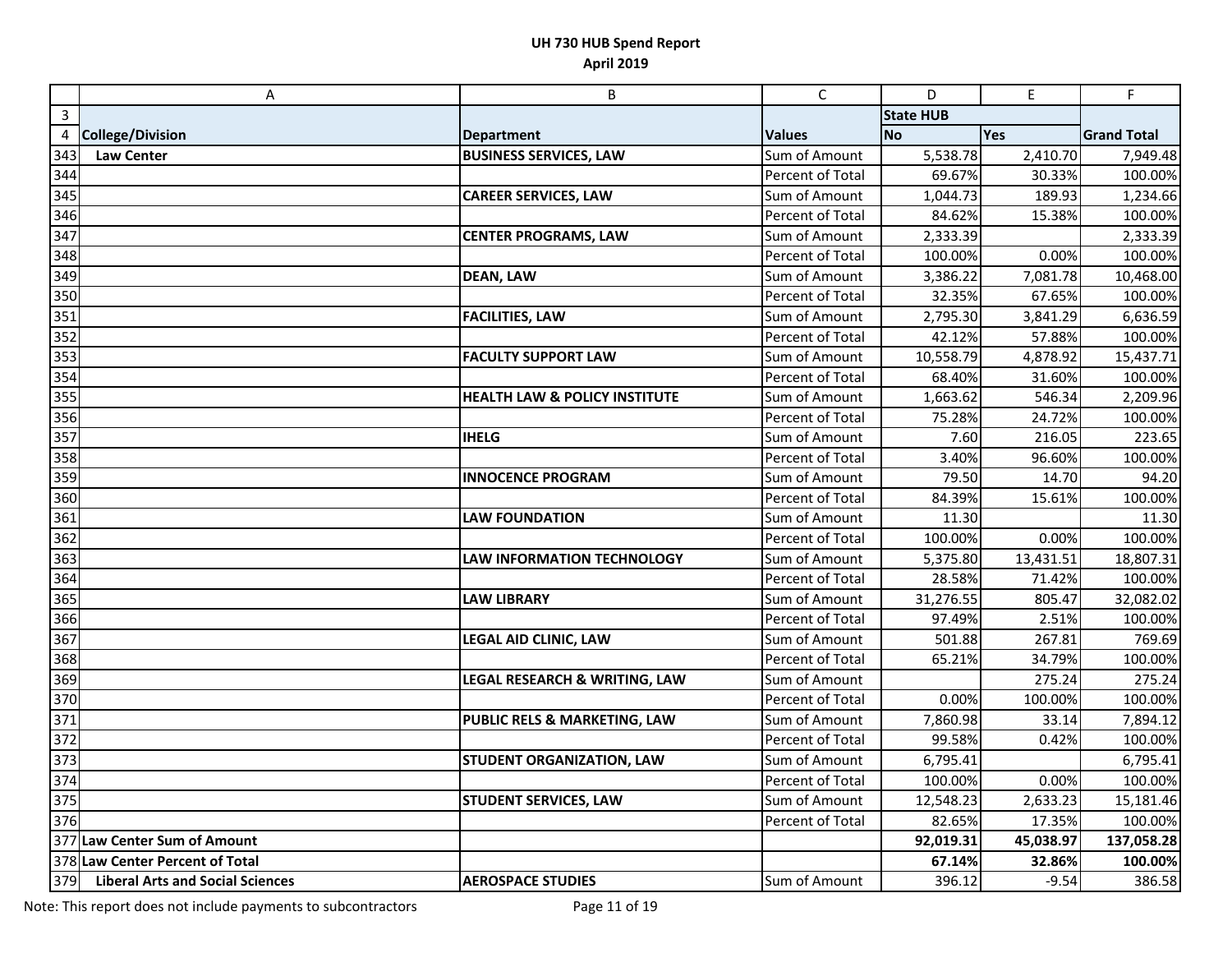# UH 730 HUB Spend Report
## April 2019

| | A | B | C | D | E | F |
|---|---|---|---|---|---|---|
| 3 | | | | State HUB | | |
| 4 | **College/Division** | **Department** | **Values** | **No** | **Yes** | **Grand Total** |
| 343 | **Law Center** | **BUSINESS SERVICES, LAW** | Sum of Amount | 5,538.78 | 2,410.70 | 7,949.48 |
| 344 | | | Percent of Total | 69.67% | 30.33% | 100.00% |
| 345 | | **CAREER SERVICES, LAW** | Sum of Amount | 1,044.73 | 189.93 | 1,234.66 |
| 346 | | | Percent of Total | 84.62% | 15.38% | 100.00% |
| 347 | | **CENTER PROGRAMS, LAW** | Sum of Amount | 2,333.39 | | 2,333.39 |
| 348 | | | Percent of Total | 100.00% | 0.00% | 100.00% |
| 349 | | **DEAN, LAW** | Sum of Amount | 3,386.22 | 7,081.78 | 10,468.00 |
| 350 | | | Percent of Total | 32.35% | 67.65% | 100.00% |
| 351 | | **FACILITIES, LAW** | Sum of Amount | 2,795.30 | 3,841.29 | 6,636.59 |
| 352 | | | Percent of Total | 42.12% | 57.88% | 100.00% |
| 353 | | **FACULTY SUPPORT LAW** | Sum of Amount | 10,558.79 | 4,878.92 | 15,437.71 |
| 354 | | | Percent of Total | 68.40% | 31.60% | 100.00% |
| 355 | | **HEALTH LAW & POLICY INSTITUTE** | Sum of Amount | 1,663.62 | 546.34 | 2,209.96 |
| 356 | | | Percent of Total | 75.28% | 24.72% | 100.00% |
| 357 | | **IHELG** | Sum of Amount | 7.60 | 216.05 | 223.65 |
| 358 | | | Percent of Total | 3.40% | 96.60% | 100.00% |
| 359 | | **INNOCENCE PROGRAM** | Sum of Amount | 79.50 | 14.70 | 94.20 |
| 360 | | | Percent of Total | 84.39% | 15.61% | 100.00% |
| 361 | | **LAW FOUNDATION** | Sum of Amount | 11.30 | | 11.30 |
| 362 | | | Percent of Total | 100.00% | 0.00% | 100.00% |
| 363 | | **LAW INFORMATION TECHNOLOGY** | Sum of Amount | 5,375.80 | 13,431.51 | 18,807.31 |
| 364 | | | Percent of Total | 28.58% | 71.42% | 100.00% |
| 365 | | **LAW LIBRARY** | Sum of Amount | 31,276.55 | 805.47 | 32,082.02 |
| 366 | | | Percent of Total | 97.49% | 2.51% | 100.00% |
| 367 | | **LEGAL AID CLINIC, LAW** | Sum of Amount | 501.88 | 267.81 | 769.69 |
| 368 | | | Percent of Total | 65.21% | 34.79% | 100.00% |
| 369 | | **LEGAL RESEARCH & WRITING, LAW** | Sum of Amount | | 275.24 | 275.24 |
| 370 | | | Percent of Total | 0.00% | 100.00% | 100.00% |
| 371 | | **PUBLIC RELS & MARKETING, LAW** | Sum of Amount | 7,860.98 | 33.14 | 7,894.12 |
| 372 | | | Percent of Total | 99.58% | 0.42% | 100.00% |
| 373 | | **STUDENT ORGANIZATION, LAW** | Sum of Amount | 6,795.41 | | 6,795.41 |
| 374 | | | Percent of Total | 100.00% | 0.00% | 100.00% |
| 375 | | **STUDENT SERVICES, LAW** | Sum of Amount | 12,548.23 | 2,633.23 | 15,181.46 |
| 376 | | | Percent of Total | 82.65% | 17.35% | 100.00% |
| 377 | **Law Center Sum of Amount** | | | **92,019.31** | **45,038.97** | **137,058.28** |
| 378 | **Law Center Percent of Total** | | | **67.14%** | **32.86%** | **100.00%** |
| 379 | **Liberal Arts and Social Sciences** | **AEROSPACE STUDIES** | Sum of Amount | 396.12 | -9.54 | 386.58 |

Note: This report does not include payments to subcontractors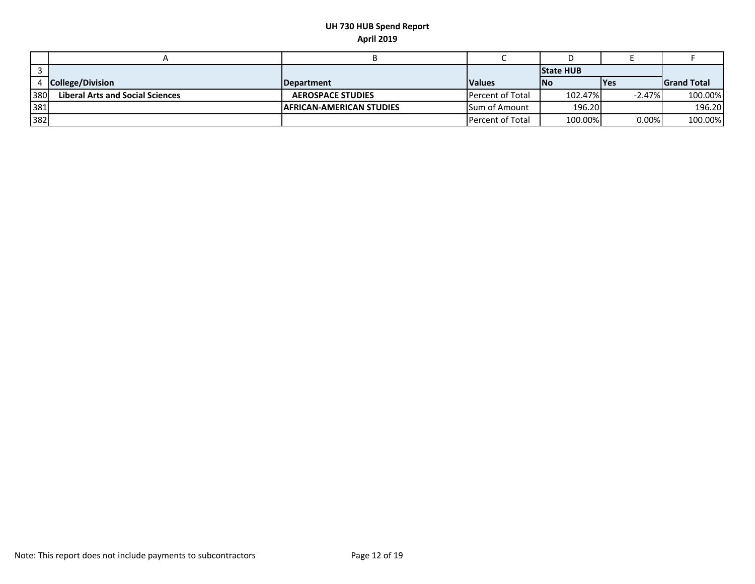**UH 730 HUB Spend Report**
**April 2019**

| | A | B | C | D | E | F |
|---|---|---|---|---|---|---|
| 3 | | | | **State HUB** | | |
| 4 | **College/Division** | **Department** | **Values** | **No** | **Yes** | **Grand Total** |
| 380 | **Liberal Arts and Social Sciences** | **AEROSPACE STUDIES** | Percent of Total | 102.47% | -2.47% | 100.00% |
| 381 | | **AFRICAN-AMERICAN STUDIES** | Sum of Amount | 196.20 | | 196.20 |
| 382 | | | Percent of Total | 100.00% | 0.00% | 100.00% |

Note: This report does not include payments to subcontractors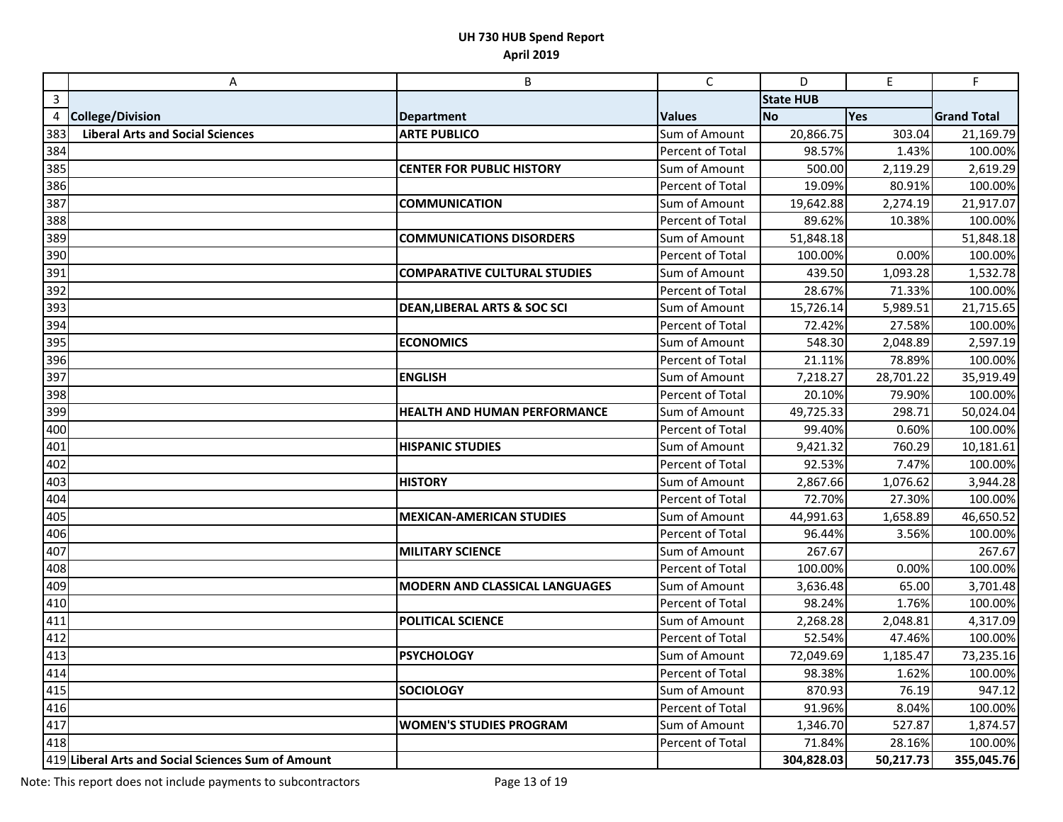# UH 730 HUB Spend Report

## April 2019

| | A | B | C | D | E | F |
|---|---|---|---|---|---|---|
| 3 | | | | State HUB | | |
| 4 | College/Division | Department | Values | No | Yes | Grand Total |
| 383 | **Liberal Arts and Social Sciences** | **ARTE PUBLICO** | Sum of Amount | 20,866.75 | 303.04 | 21,169.79 |
| 384 | | | Percent of Total | 98.57% | 1.43% | 100.00% |
| 385 | | **CENTER FOR PUBLIC HISTORY** | Sum of Amount | 500.00 | 2,119.29 | 2,619.29 |
| 386 | | | Percent of Total | 19.09% | 80.91% | 100.00% |
| 387 | | **COMMUNICATION** | Sum of Amount | 19,642.88 | 2,274.19 | 21,917.07 |
| 388 | | | Percent of Total | 89.62% | 10.38% | 100.00% |
| 389 | | **COMMUNICATIONS DISORDERS** | Sum of Amount | 51,848.18 | | 51,848.18 |
| 390 | | | Percent of Total | 100.00% | 0.00% | 100.00% |
| 391 | | **COMPARATIVE CULTURAL STUDIES** | Sum of Amount | 439.50 | 1,093.28 | 1,532.78 |
| 392 | | | Percent of Total | 28.67% | 71.33% | 100.00% |
| 393 | | **DEAN,LIBERAL ARTS & SOC SCI** | Sum of Amount | 15,726.14 | 5,989.51 | 21,715.65 |
| 394 | | | Percent of Total | 72.42% | 27.58% | 100.00% |
| 395 | | **ECONOMICS** | Sum of Amount | 548.30 | 2,048.89 | 2,597.19 |
| 396 | | | Percent of Total | 21.11% | 78.89% | 100.00% |
| 397 | | **ENGLISH** | Sum of Amount | 7,218.27 | 28,701.22 | 35,919.49 |
| 398 | | | Percent of Total | 20.10% | 79.90% | 100.00% |
| 399 | | **HEALTH AND HUMAN PERFORMANCE** | Sum of Amount | 49,725.33 | 298.71 | 50,024.04 |
| 400 | | | Percent of Total | 99.40% | 0.60% | 100.00% |
| 401 | | **HISPANIC STUDIES** | Sum of Amount | 9,421.32 | 760.29 | 10,181.61 |
| 402 | | | Percent of Total | 92.53% | 7.47% | 100.00% |
| 403 | | **HISTORY** | Sum of Amount | 2,867.66 | 1,076.62 | 3,944.28 |
| 404 | | | Percent of Total | 72.70% | 27.30% | 100.00% |
| 405 | | **MEXICAN-AMERICAN STUDIES** | Sum of Amount | 44,991.63 | 1,658.89 | 46,650.52 |
| 406 | | | Percent of Total | 96.44% | 3.56% | 100.00% |
| 407 | | **MILITARY SCIENCE** | Sum of Amount | 267.67 | | 267.67 |
| 408 | | | Percent of Total | 100.00% | 0.00% | 100.00% |
| 409 | | **MODERN AND CLASSICAL LANGUAGES** | Sum of Amount | 3,636.48 | 65.00 | 3,701.48 |
| 410 | | | Percent of Total | 98.24% | 1.76% | 100.00% |
| 411 | | **POLITICAL SCIENCE** | Sum of Amount | 2,268.28 | 2,048.81 | 4,317.09 |
| 412 | | | Percent of Total | 52.54% | 47.46% | 100.00% |
| 413 | | **PSYCHOLOGY** | Sum of Amount | 72,049.69 | 1,185.47 | 73,235.16 |
| 414 | | | Percent of Total | 98.38% | 1.62% | 100.00% |
| 415 | | **SOCIOLOGY** | Sum of Amount | 870.93 | 76.19 | 947.12 |
| 416 | | | Percent of Total | 91.96% | 8.04% | 100.00% |
| 417 | | **WOMEN'S STUDIES PROGRAM** | Sum of Amount | 1,346.70 | 527.87 | 1,874.57 |
| 418 | | | Percent of Total | 71.84% | 28.16% | 100.00% |
| 419 | **Liberal Arts and Social Sciences Sum of Amount** | | | **304,828.03** | **50,217.73** | **355,045.76** |

Note: This report does not include payments to subcontractors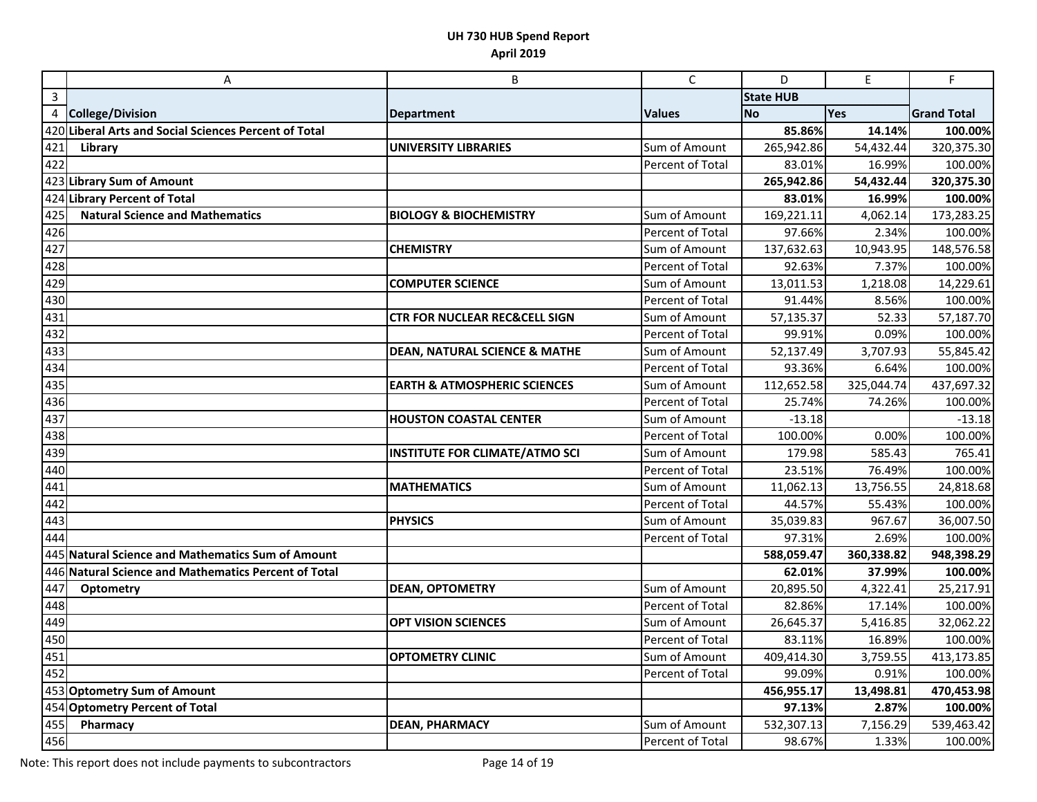# UH 730 HUB Spend Report

## April 2019

| | A | B | C | D | E | F |
|---|---|---|---|---|---|---|
| 3 | | | | State HUB | | |
| 4 | **College/Division** | **Department** | **Values** | **No** | **Yes** | **Grand Total** |
| 420 | **Liberal Arts and Social Sciences Percent of Total** | | | **85.86%** | **14.14%** | **100.00%** |
| 421 | **Library** | **UNIVERSITY LIBRARIES** | Sum of Amount | 265,942.86 | 54,432.44 | 320,375.30 |
| 422 | | | Percent of Total | 83.01% | 16.99% | 100.00% |
| 423 | **Library Sum of Amount** | | | **265,942.86** | **54,432.44** | **320,375.30** |
| 424 | **Library Percent of Total** | | | **83.01%** | **16.99%** | **100.00%** |
| 425 | **Natural Science and Mathematics** | **BIOLOGY & BIOCHEMISTRY** | Sum of Amount | 169,221.11 | 4,062.14 | 173,283.25 |
| 426 | | | Percent of Total | 97.66% | 2.34% | 100.00% |
| 427 | | **CHEMISTRY** | Sum of Amount | 137,632.63 | 10,943.95 | 148,576.58 |
| 428 | | | Percent of Total | 92.63% | 7.37% | 100.00% |
| 429 | | **COMPUTER SCIENCE** | Sum of Amount | 13,011.53 | 1,218.08 | 14,229.61 |
| 430 | | | Percent of Total | 91.44% | 8.56% | 100.00% |
| 431 | | **CTR FOR NUCLEAR REC&CELL SIGN** | Sum of Amount | 57,135.37 | 52.33 | 57,187.70 |
| 432 | | | Percent of Total | 99.91% | 0.09% | 100.00% |
| 433 | | **DEAN, NATURAL SCIENCE & MATHE** | Sum of Amount | 52,137.49 | 3,707.93 | 55,845.42 |
| 434 | | | Percent of Total | 93.36% | 6.64% | 100.00% |
| 435 | | **EARTH & ATMOSPHERIC SCIENCES** | Sum of Amount | 112,652.58 | 325,044.74 | 437,697.32 |
| 436 | | | Percent of Total | 25.74% | 74.26% | 100.00% |
| 437 | | **HOUSTON COASTAL CENTER** | Sum of Amount | -13.18 | | -13.18 |
| 438 | | | Percent of Total | 100.00% | 0.00% | 100.00% |
| 439 | | **INSTITUTE FOR CLIMATE/ATMO SCI** | Sum of Amount | 179.98 | 585.43 | 765.41 |
| 440 | | | Percent of Total | 23.51% | 76.49% | 100.00% |
| 441 | | **MATHEMATICS** | Sum of Amount | 11,062.13 | 13,756.55 | 24,818.68 |
| 442 | | | Percent of Total | 44.57% | 55.43% | 100.00% |
| 443 | | **PHYSICS** | Sum of Amount | 35,039.83 | 967.67 | 36,007.50 |
| 444 | | | Percent of Total | 97.31% | 2.69% | 100.00% |
| 445 | **Natural Science and Mathematics Sum of Amount** | | | **588,059.47** | **360,338.82** | **948,398.29** |
| 446 | **Natural Science and Mathematics Percent of Total** | | | **62.01%** | **37.99%** | **100.00%** |
| 447 | **Optometry** | **DEAN, OPTOMETRY** | Sum of Amount | 20,895.50 | 4,322.41 | 25,217.91 |
| 448 | | | Percent of Total | 82.86% | 17.14% | 100.00% |
| 449 | | **OPT VISION SCIENCES** | Sum of Amount | 26,645.37 | 5,416.85 | 32,062.22 |
| 450 | | | Percent of Total | 83.11% | 16.89% | 100.00% |
| 451 | | **OPTOMETRY CLINIC** | Sum of Amount | 409,414.30 | 3,759.55 | 413,173.85 |
| 452 | | | Percent of Total | 99.09% | 0.91% | 100.00% |
| 453 | **Optometry Sum of Amount** | | | **456,955.17** | **13,498.81** | **470,453.98** |
| 454 | **Optometry Percent of Total** | | | **97.13%** | **2.87%** | **100.00%** |
| 455 | **Pharmacy** | **DEAN, PHARMACY** | Sum of Amount | 532,307.13 | 7,156.29 | 539,463.42 |
| 456 | | | Percent of Total | 98.67% | 1.33% | 100.00% |

Note: This report does not include payments to subcontractors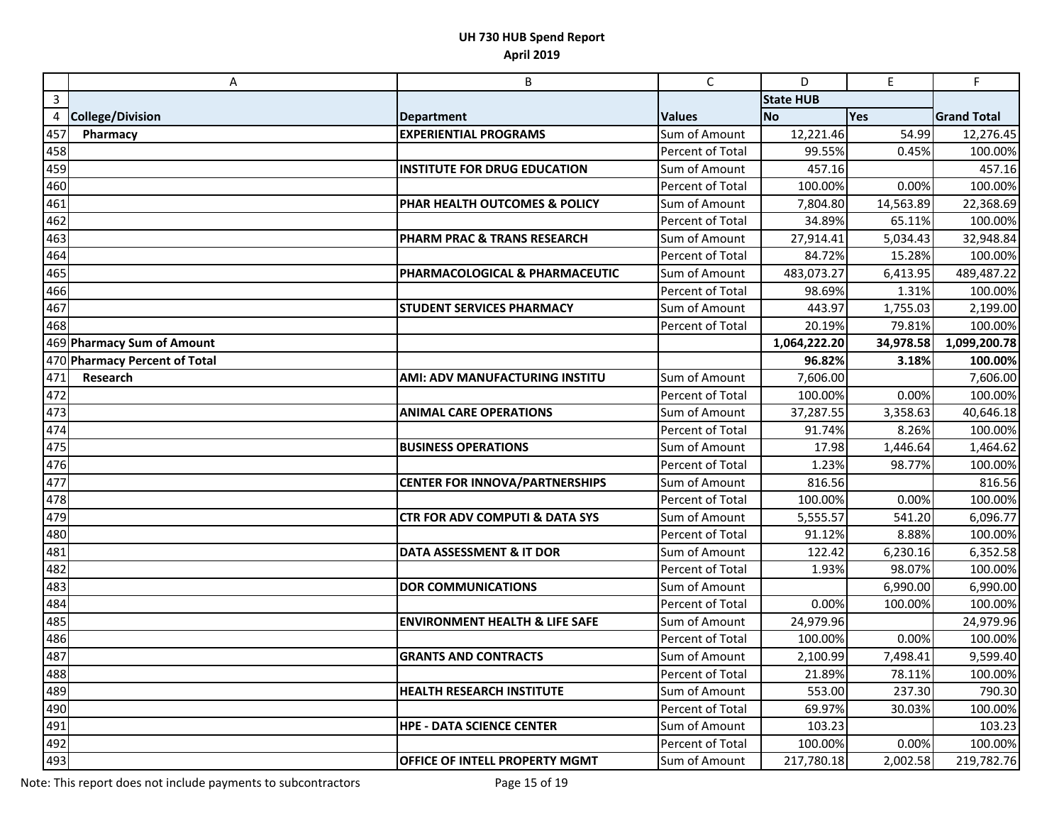**UH 730 HUB Spend Report**
**April 2019**

| | A | B | C | D | E | F |
|---|---|---|---|---|---|---|
| 3 | | | | State HUB | | |
| 4 | College/Division | Department | Values | No | Yes | Grand Total |
| 457 | Pharmacy | EXPERIENTIAL PROGRAMS | Sum of Amount | 12,221.46 | 54.99 | 12,276.45 |
| 458 | | | Percent of Total | 99.55% | 0.45% | 100.00% |
| 459 | | INSTITUTE FOR DRUG EDUCATION | Sum of Amount | 457.16 | | 457.16 |
| 460 | | | Percent of Total | 100.00% | 0.00% | 100.00% |
| 461 | | PHAR HEALTH OUTCOMES & POLICY | Sum of Amount | 7,804.80 | 14,563.89 | 22,368.69 |
| 462 | | | Percent of Total | 34.89% | 65.11% | 100.00% |
| 463 | | PHARM PRAC & TRANS RESEARCH | Sum of Amount | 27,914.41 | 5,034.43 | 32,948.84 |
| 464 | | | Percent of Total | 84.72% | 15.28% | 100.00% |
| 465 | | PHARMACOLOGICAL & PHARMACEUTIC | Sum of Amount | 483,073.27 | 6,413.95 | 489,487.22 |
| 466 | | | Percent of Total | 98.69% | 1.31% | 100.00% |
| 467 | | STUDENT SERVICES PHARMACY | Sum of Amount | 443.97 | 1,755.03 | 2,199.00 |
| 468 | | | Percent of Total | 20.19% | 79.81% | 100.00% |
| 469 | **Pharmacy Sum of Amount** | | | **1,064,222.20** | **34,978.58** | **1,099,200.78** |
| 470 | **Pharmacy Percent of Total** | | | **96.82%** | **3.18%** | **100.00%** |
| 471 | Research | AMI: ADV MANUFACTURING INSTITU | Sum of Amount | 7,606.00 | | 7,606.00 |
| 472 | | | Percent of Total | 100.00% | 0.00% | 100.00% |
| 473 | | ANIMAL CARE OPERATIONS | Sum of Amount | 37,287.55 | 3,358.63 | 40,646.18 |
| 474 | | | Percent of Total | 91.74% | 8.26% | 100.00% |
| 475 | | BUSINESS OPERATIONS | Sum of Amount | 17.98 | 1,446.64 | 1,464.62 |
| 476 | | | Percent of Total | 1.23% | 98.77% | 100.00% |
| 477 | | CENTER FOR INNOVA/PARTNERSHIPS | Sum of Amount | 816.56 | | 816.56 |
| 478 | | | Percent of Total | 100.00% | 0.00% | 100.00% |
| 479 | | CTR FOR ADV COMPUTI & DATA SYS | Sum of Amount | 5,555.57 | 541.20 | 6,096.77 |
| 480 | | | Percent of Total | 91.12% | 8.88% | 100.00% |
| 481 | | DATA ASSESSMENT & IT DOR | Sum of Amount | 122.42 | 6,230.16 | 6,352.58 |
| 482 | | | Percent of Total | 1.93% | 98.07% | 100.00% |
| 483 | | DOR COMMUNICATIONS | Sum of Amount | | 6,990.00 | 6,990.00 |
| 484 | | | Percent of Total | 0.00% | 100.00% | 100.00% |
| 485 | | ENVIRONMENT HEALTH & LIFE SAFE | Sum of Amount | 24,979.96 | | 24,979.96 |
| 486 | | | Percent of Total | 100.00% | 0.00% | 100.00% |
| 487 | | GRANTS AND CONTRACTS | Sum of Amount | 2,100.99 | 7,498.41 | 9,599.40 |
| 488 | | | Percent of Total | 21.89% | 78.11% | 100.00% |
| 489 | | HEALTH RESEARCH INSTITUTE | Sum of Amount | 553.00 | 237.30 | 790.30 |
| 490 | | | Percent of Total | 69.97% | 30.03% | 100.00% |
| 491 | | HPE - DATA SCIENCE CENTER | Sum of Amount | 103.23 | | 103.23 |
| 492 | | | Percent of Total | 100.00% | 0.00% | 100.00% |
| 493 | | OFFICE OF INTELL PROPERTY MGMT | Sum of Amount | 217,780.18 | 2,002.58 | 219,782.76 |

Note: This report does not include payments to subcontractors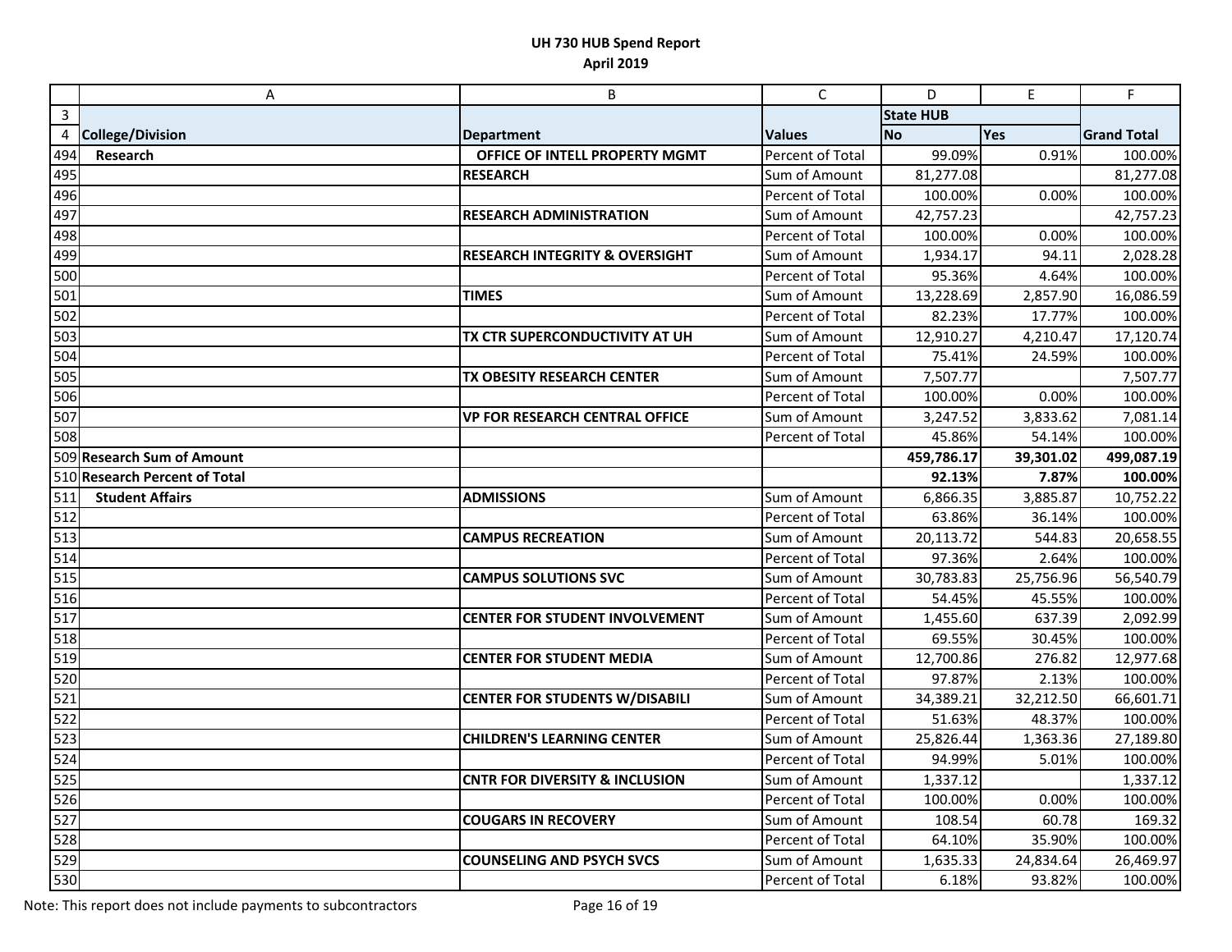# UH 730 HUB Spend Report
## April 2019

| | A | B | C | D | E | F |
|---|---|---|---|---|---|---|
| 3 | | | | State HUB | | |
| 4 | College/Division | Department | Values | No | Yes | Grand Total |
| 494 | **Research** | **OFFICE OF INTELL PROPERTY MGMT** | Percent of Total | 99.09% | 0.91% | 100.00% |
| 495 | | **RESEARCH** | Sum of Amount | 81,277.08 | | 81,277.08 |
| 496 | | | Percent of Total | 100.00% | 0.00% | 100.00% |
| 497 | | **RESEARCH ADMINISTRATION** | Sum of Amount | 42,757.23 | | 42,757.23 |
| 498 | | | Percent of Total | 100.00% | 0.00% | 100.00% |
| 499 | | **RESEARCH INTEGRITY & OVERSIGHT** | Sum of Amount | 1,934.17 | 94.11 | 2,028.28 |
| 500 | | | Percent of Total | 95.36% | 4.64% | 100.00% |
| 501 | | **TIMES** | Sum of Amount | 13,228.69 | 2,857.90 | 16,086.59 |
| 502 | | | Percent of Total | 82.23% | 17.77% | 100.00% |
| 503 | | **TX CTR SUPERCONDUCTIVITY AT UH** | Sum of Amount | 12,910.27 | 4,210.47 | 17,120.74 |
| 504 | | | Percent of Total | 75.41% | 24.59% | 100.00% |
| 505 | | **TX OBESITY RESEARCH CENTER** | Sum of Amount | 7,507.77 | | 7,507.77 |
| 506 | | | Percent of Total | 100.00% | 0.00% | 100.00% |
| 507 | | **VP FOR RESEARCH CENTRAL OFFICE** | Sum of Amount | 3,247.52 | 3,833.62 | 7,081.14 |
| 508 | | | Percent of Total | 45.86% | 54.14% | 100.00% |
| 509 | **Research Sum of Amount** | | | **459,786.17** | **39,301.02** | **499,087.19** |
| 510 | **Research Percent of Total** | | | **92.13%** | **7.87%** | **100.00%** |
| 511 | **Student Affairs** | **ADMISSIONS** | Sum of Amount | 6,866.35 | 3,885.87 | 10,752.22 |
| 512 | | | Percent of Total | 63.86% | 36.14% | 100.00% |
| 513 | | **CAMPUS RECREATION** | Sum of Amount | 20,113.72 | 544.83 | 20,658.55 |
| 514 | | | Percent of Total | 97.36% | 2.64% | 100.00% |
| 515 | | **CAMPUS SOLUTIONS SVC** | Sum of Amount | 30,783.83 | 25,756.96 | 56,540.79 |
| 516 | | | Percent of Total | 54.45% | 45.55% | 100.00% |
| 517 | | **CENTER FOR STUDENT INVOLVEMENT** | Sum of Amount | 1,455.60 | 637.39 | 2,092.99 |
| 518 | | | Percent of Total | 69.55% | 30.45% | 100.00% |
| 519 | | **CENTER FOR STUDENT MEDIA** | Sum of Amount | 12,700.86 | 276.82 | 12,977.68 |
| 520 | | | Percent of Total | 97.87% | 2.13% | 100.00% |
| 521 | | **CENTER FOR STUDENTS W/DISABILI** | Sum of Amount | 34,389.21 | 32,212.50 | 66,601.71 |
| 522 | | | Percent of Total | 51.63% | 48.37% | 100.00% |
| 523 | | **CHILDREN'S LEARNING CENTER** | Sum of Amount | 25,826.44 | 1,363.36 | 27,189.80 |
| 524 | | | Percent of Total | 94.99% | 5.01% | 100.00% |
| 525 | | **CNTR FOR DIVERSITY & INCLUSION** | Sum of Amount | 1,337.12 | | 1,337.12 |
| 526 | | | Percent of Total | 100.00% | 0.00% | 100.00% |
| 527 | | **COUGARS IN RECOVERY** | Sum of Amount | 108.54 | 60.78 | 169.32 |
| 528 | | | Percent of Total | 64.10% | 35.90% | 100.00% |
| 529 | | **COUNSELING AND PSYCH SVCS** | Sum of Amount | 1,635.33 | 24,834.64 | 26,469.97 |
| 530 | | | Percent of Total | 6.18% | 93.82% | 100.00% |

Note: This report does not include payments to subcontractors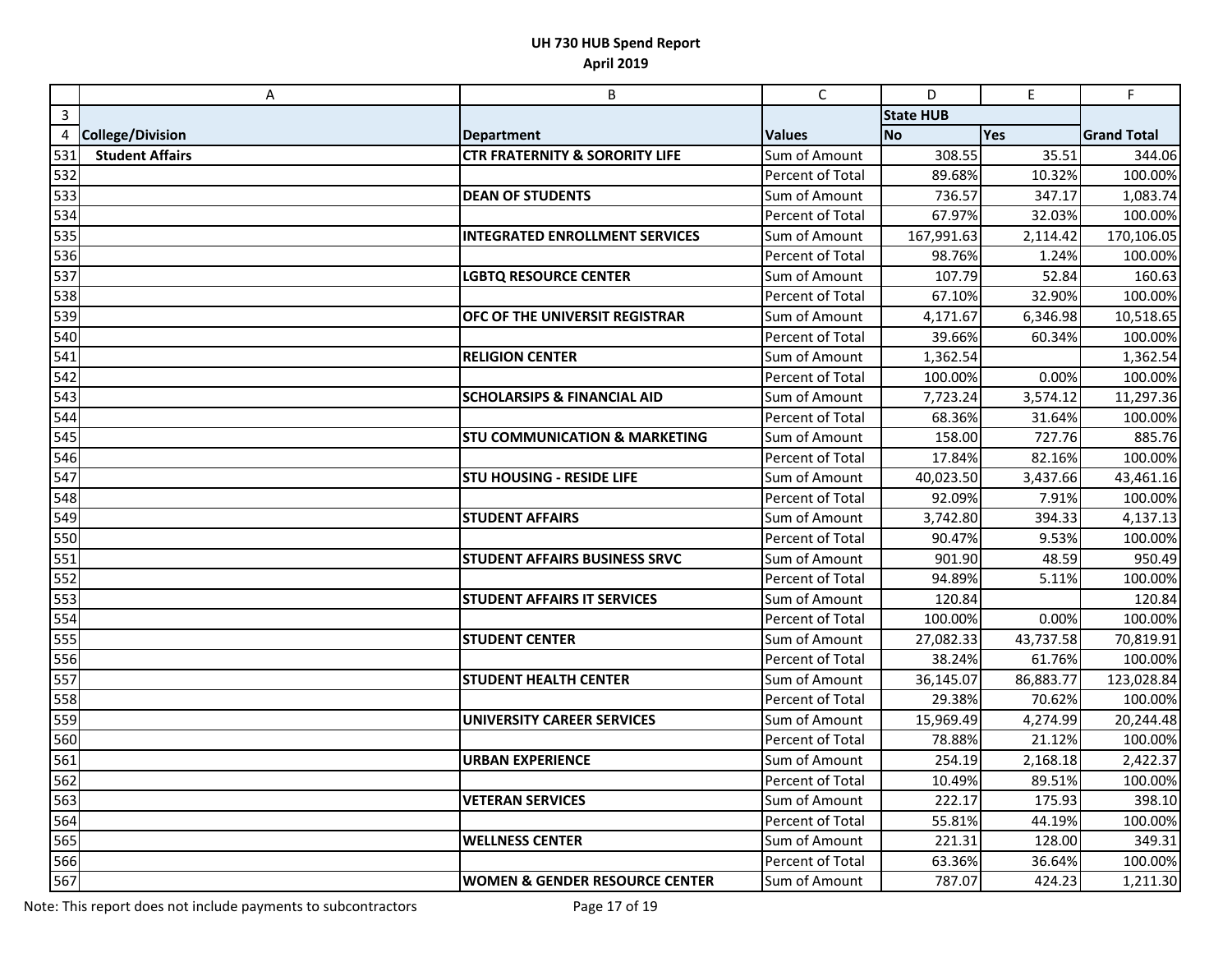# UH 730 HUB Spend Report

## April 2019

| | A | B | C | D | E | F |
|---|---|---|---|---|---|---|
| 3 | | | | State HUB | | |
| 4 | College/Division | Department | Values | No | Yes | Grand Total |
| 531 | **Student Affairs** | **CTR FRATERNITY & SORORITY LIFE** | Sum of Amount | 308.55 | 35.51 | 344.06 |
| 532 | | | Percent of Total | 89.68% | 10.32% | 100.00% |
| 533 | | **DEAN OF STUDENTS** | Sum of Amount | 736.57 | 347.17 | 1,083.74 |
| 534 | | | Percent of Total | 67.97% | 32.03% | 100.00% |
| 535 | | **INTEGRATED ENROLLMENT SERVICES** | Sum of Amount | 167,991.63 | 2,114.42 | 170,106.05 |
| 536 | | | Percent of Total | 98.76% | 1.24% | 100.00% |
| 537 | | **LGBTQ RESOURCE CENTER** | Sum of Amount | 107.79 | 52.84 | 160.63 |
| 538 | | | Percent of Total | 67.10% | 32.90% | 100.00% |
| 539 | | **OFC OF THE UNIVERSIT REGISTRAR** | Sum of Amount | 4,171.67 | 6,346.98 | 10,518.65 |
| 540 | | | Percent of Total | 39.66% | 60.34% | 100.00% |
| 541 | | **RELIGION CENTER** | Sum of Amount | 1,362.54 | | 1,362.54 |
| 542 | | | Percent of Total | 100.00% | 0.00% | 100.00% |
| 543 | | **SCHOLARSIPS & FINANCIAL AID** | Sum of Amount | 7,723.24 | 3,574.12 | 11,297.36 |
| 544 | | | Percent of Total | 68.36% | 31.64% | 100.00% |
| 545 | | **STU COMMUNICATION & MARKETING** | Sum of Amount | 158.00 | 727.76 | 885.76 |
| 546 | | | Percent of Total | 17.84% | 82.16% | 100.00% |
| 547 | | **STU HOUSING - RESIDE LIFE** | Sum of Amount | 40,023.50 | 3,437.66 | 43,461.16 |
| 548 | | | Percent of Total | 92.09% | 7.91% | 100.00% |
| 549 | | **STUDENT AFFAIRS** | Sum of Amount | 3,742.80 | 394.33 | 4,137.13 |
| 550 | | | Percent of Total | 90.47% | 9.53% | 100.00% |
| 551 | | **STUDENT AFFAIRS BUSINESS SRVC** | Sum of Amount | 901.90 | 48.59 | 950.49 |
| 552 | | | Percent of Total | 94.89% | 5.11% | 100.00% |
| 553 | | **STUDENT AFFAIRS IT SERVICES** | Sum of Amount | 120.84 | | 120.84 |
| 554 | | | Percent of Total | 100.00% | 0.00% | 100.00% |
| 555 | | **STUDENT CENTER** | Sum of Amount | 27,082.33 | 43,737.58 | 70,819.91 |
| 556 | | | Percent of Total | 38.24% | 61.76% | 100.00% |
| 557 | | **STUDENT HEALTH CENTER** | Sum of Amount | 36,145.07 | 86,883.77 | 123,028.84 |
| 558 | | | Percent of Total | 29.38% | 70.62% | 100.00% |
| 559 | | **UNIVERSITY CAREER SERVICES** | Sum of Amount | 15,969.49 | 4,274.99 | 20,244.48 |
| 560 | | | Percent of Total | 78.88% | 21.12% | 100.00% |
| 561 | | **URBAN EXPERIENCE** | Sum of Amount | 254.19 | 2,168.18 | 2,422.37 |
| 562 | | | Percent of Total | 10.49% | 89.51% | 100.00% |
| 563 | | **VETERAN SERVICES** | Sum of Amount | 222.17 | 175.93 | 398.10 |
| 564 | | | Percent of Total | 55.81% | 44.19% | 100.00% |
| 565 | | **WELLNESS CENTER** | Sum of Amount | 221.31 | 128.00 | 349.31 |
| 566 | | | Percent of Total | 63.36% | 36.64% | 100.00% |
| 567 | | **WOMEN & GENDER RESOURCE CENTER** | Sum of Amount | 787.07 | 424.23 | 1,211.30 |

Note: This report does not include payments to subcontractors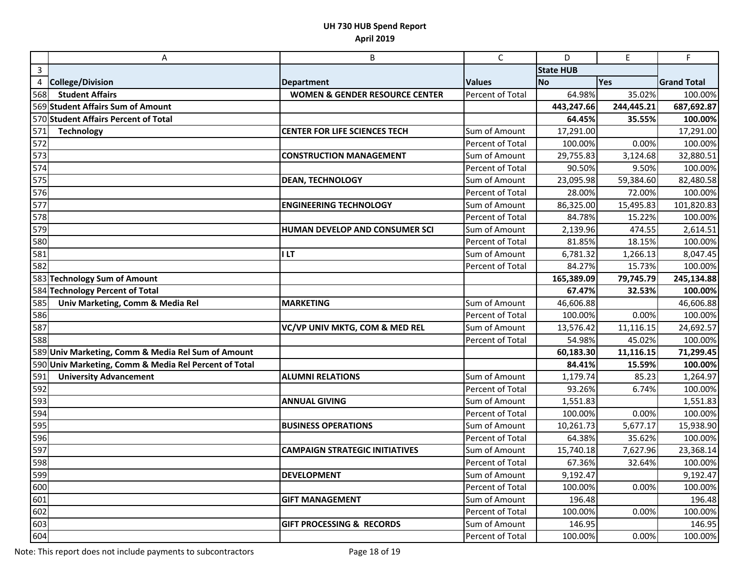# UH 730 HUB Spend Report
## April 2019

| | A | B | C | D | E | F |
|---|---|---|---|---|---|---|
| 3 | | | | State HUB | | |
| 4 | College/Division | Department | Values | No | Yes | Grand Total |
| 568 | **Student Affairs** | **WOMEN & GENDER RESOURCE CENTER** | Percent of Total | 64.98% | 35.02% | 100.00% |
| 569 | **Student Affairs Sum of Amount** | | | **443,247.66** | **244,445.21** | **687,692.87** |
| 570 | **Student Affairs Percent of Total** | | | **64.45%** | **35.55%** | **100.00%** |
| 571 | **Technology** | **CENTER FOR LIFE SCIENCES TECH** | Sum of Amount | 17,291.00 | | 17,291.00 |
| 572 | | | Percent of Total | 100.00% | 0.00% | 100.00% |
| 573 | | **CONSTRUCTION MANAGEMENT** | Sum of Amount | 29,755.83 | 3,124.68 | 32,880.51 |
| 574 | | | Percent of Total | 90.50% | 9.50% | 100.00% |
| 575 | | **DEAN, TECHNOLOGY** | Sum of Amount | 23,095.98 | 59,384.60 | 82,480.58 |
| 576 | | | Percent of Total | 28.00% | 72.00% | 100.00% |
| 577 | | **ENGINEERING TECHNOLOGY** | Sum of Amount | 86,325.00 | 15,495.83 | 101,820.83 |
| 578 | | | Percent of Total | 84.78% | 15.22% | 100.00% |
| 579 | | **HUMAN DEVELOP AND CONSUMER SCI** | Sum of Amount | 2,139.96 | 474.55 | 2,614.51 |
| 580 | | | Percent of Total | 81.85% | 18.15% | 100.00% |
| 581 | | **I LT** | Sum of Amount | 6,781.32 | 1,266.13 | 8,047.45 |
| 582 | | | Percent of Total | 84.27% | 15.73% | 100.00% |
| 583 | **Technology Sum of Amount** | | | **165,389.09** | **79,745.79** | **245,134.88** |
| 584 | **Technology Percent of Total** | | | **67.47%** | **32.53%** | **100.00%** |
| 585 | **Univ Marketing, Comm & Media Rel** | **MARKETING** | Sum of Amount | 46,606.88 | | 46,606.88 |
| 586 | | | Percent of Total | 100.00% | 0.00% | 100.00% |
| 587 | | **VC/VP UNIV MKTG, COM & MED REL** | Sum of Amount | 13,576.42 | 11,116.15 | 24,692.57 |
| 588 | | | Percent of Total | 54.98% | 45.02% | 100.00% |
| 589 | **Univ Marketing, Comm & Media Rel Sum of Amount** | | | **60,183.30** | **11,116.15** | **71,299.45** |
| 590 | **Univ Marketing, Comm & Media Rel Percent of Total** | | | **84.41%** | **15.59%** | **100.00%** |
| 591 | **University Advancement** | **ALUMNI RELATIONS** | Sum of Amount | 1,179.74 | 85.23 | 1,264.97 |
| 592 | | | Percent of Total | 93.26% | 6.74% | 100.00% |
| 593 | | **ANNUAL GIVING** | Sum of Amount | 1,551.83 | | 1,551.83 |
| 594 | | | Percent of Total | 100.00% | 0.00% | 100.00% |
| 595 | | **BUSINESS OPERATIONS** | Sum of Amount | 10,261.73 | 5,677.17 | 15,938.90 |
| 596 | | | Percent of Total | 64.38% | 35.62% | 100.00% |
| 597 | | **CAMPAIGN STRATEGIC INITIATIVES** | Sum of Amount | 15,740.18 | 7,627.96 | 23,368.14 |
| 598 | | | Percent of Total | 67.36% | 32.64% | 100.00% |
| 599 | | **DEVELOPMENT** | Sum of Amount | 9,192.47 | | 9,192.47 |
| 600 | | | Percent of Total | 100.00% | 0.00% | 100.00% |
| 601 | | **GIFT MANAGEMENT** | Sum of Amount | 196.48 | | 196.48 |
| 602 | | | Percent of Total | 100.00% | 0.00% | 100.00% |
| 603 | | **GIFT PROCESSING & RECORDS** | Sum of Amount | 146.95 | | 146.95 |
| 604 | | | Percent of Total | 100.00% | 0.00% | 100.00% |

Note: This report does not include payments to subcontractors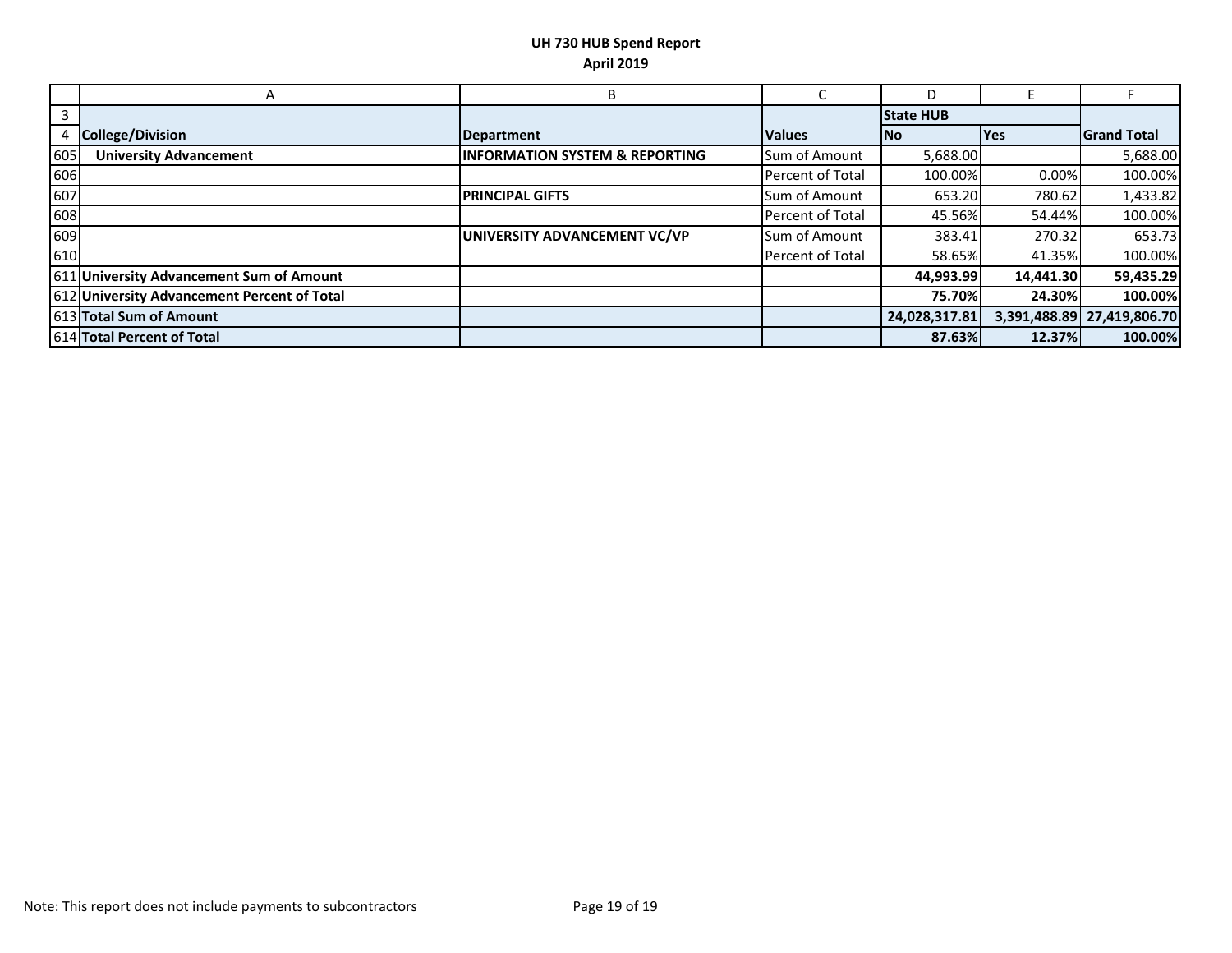**UH 730 HUB Spend Report**
**April 2019**

| | A | B | C | D | E | F |
|---|---|---|---|---|---|---|
| 3 | | | | **State HUB** | | |
| 4 | **College/Division** | **Department** | **Values** | **No** | **Yes** | **Grand Total** |
| 605 | **University Advancement** | **INFORMATION SYSTEM & REPORTING** | Sum of Amount | 5,688.00 | | 5,688.00 |
| 606 | | | Percent of Total | 100.00% | 0.00% | 100.00% |
| 607 | | **PRINCIPAL GIFTS** | Sum of Amount | 653.20 | 780.62 | 1,433.82 |
| 608 | | | Percent of Total | 45.56% | 54.44% | 100.00% |
| 609 | | **UNIVERSITY ADVANCEMENT VC/VP** | Sum of Amount | 383.41 | 270.32 | 653.73 |
| 610 | | | Percent of Total | 58.65% | 41.35% | 100.00% |
| 611 | **University Advancement Sum of Amount** | | | **44,993.99** | **14,441.30** | **59,435.29** |
| 612 | **University Advancement Percent of Total** | | | **75.70%** | **24.30%** | **100.00%** |
| 613 | **Total Sum of Amount** | | | **24,028,317.81** | **3,391,488.89** | **27,419,806.70** |
| 614 | **Total Percent of Total** | | | **87.63%** | **12.37%** | **100.00%** |

Note: This report does not include payments to subcontractors